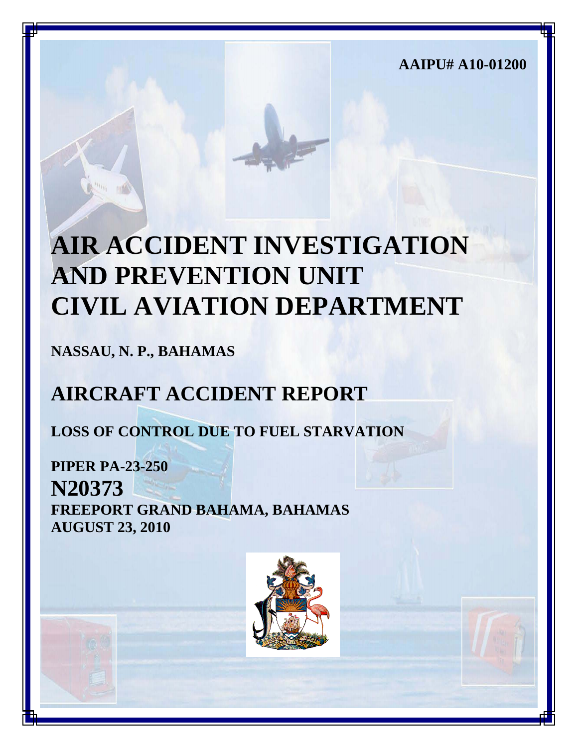AAIPU# A10-01200

# AIR ACCIDENT INVESTIGATION AND PREVENTION UNIT CIVIL AVIATION DEPARTMENT

**NASSAU, N. P., BAHAMAS**

# AIRCRAFT ACCIDENT REPORT

**LOSS OF CONTROL DUE TO FUEL STARVATION**

**PIPER PA-23-250**

**N20373**

**FREEPORT GRAND BAHAMA, BAHAMAS**

**AUGUST 23, 2010**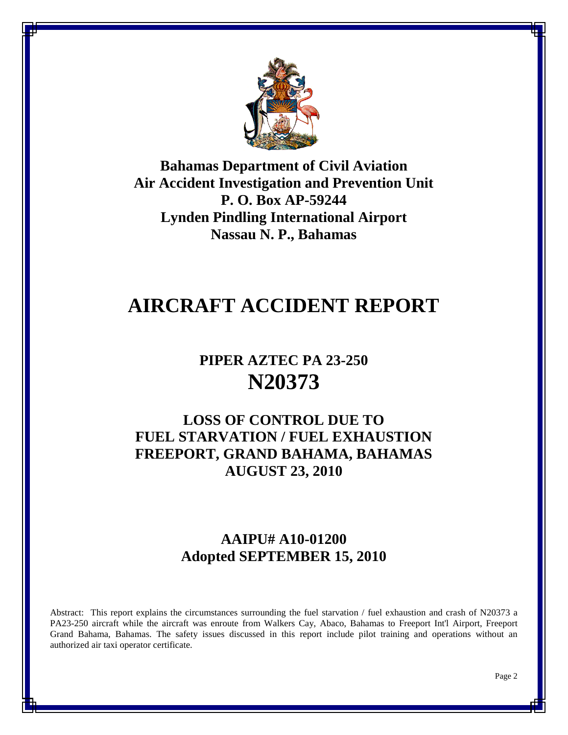**Bahamas Department of Civil Aviation**
**Air Accident Investigation and Prevention Unit**
**P. O. Box AP-59244**
**Lynden Pindling International Airport**
**Nassau N. P., Bahamas**

# AIRCRAFT ACCIDENT REPORT

## PIPER AZTEC PA 23-250
## N20373

## LOSS OF CONTROL DUE TO FUEL STARVATION / FUEL EXHAUSTION FREEPORT, GRAND BAHAMA, BAHAMAS AUGUST 23, 2010

## AAIPU# A10-01200
## Adopted SEPTEMBER 15, 2010

Abstract: This report explains the circumstances surrounding the fuel starvation / fuel exhaustion and crash of N20373 a PA23-250 aircraft while the aircraft was enroute from Walkers Cay, Abaco, Bahamas to Freeport Int'l Airport, Freeport Grand Bahama, Bahamas. The safety issues discussed in this report include pilot training and operations without an authorized air taxi operator certificate.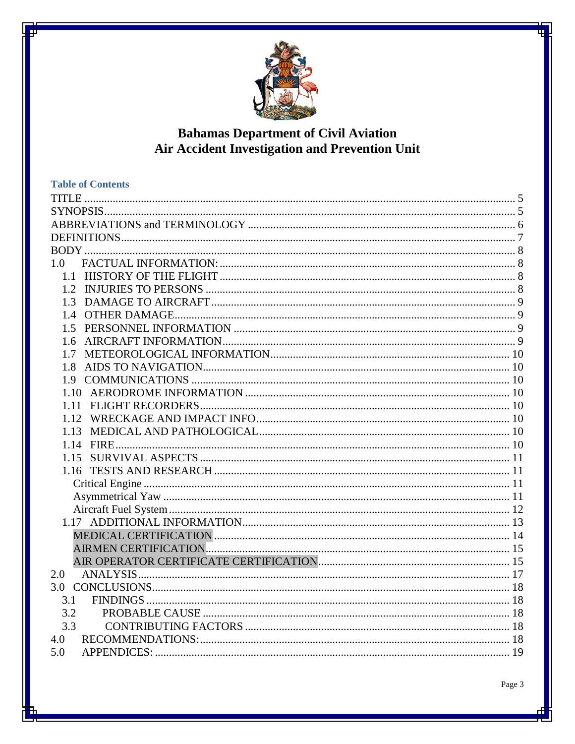# Bahamas Department of Civil Aviation
# Air Accident Investigation and Prevention Unit

## Table of Contents

- TITLE ..... 5
- SYNOPSIS ..... 5
- ABBREVIATIONS and TERMINOLOGY ..... 6
- DEFINITIONS ..... 7
- BODY ..... 8
- 1.0 FACTUAL INFORMATION: ..... 8
  - 1.1 HISTORY OF THE FLIGHT ..... 8
  - 1.2 INJURIES TO PERSONS ..... 8
  - 1.3 DAMAGE TO AIRCRAFT ..... 9
  - 1.4 OTHER DAMAGE ..... 9
  - 1.5 PERSONNEL INFORMATION ..... 9
  - 1.6 AIRCRAFT INFORMATION ..... 9
  - 1.7 METEOROLOGICAL INFORMATION ..... 10
  - 1.8 AIDS TO NAVIGATION ..... 10
  - 1.9 COMMUNICATIONS ..... 10
  - 1.10 AERODROME INFORMATION ..... 10
  - 1.11 FLIGHT RECORDERS ..... 10
  - 1.12 WRECKAGE AND IMPACT INFO ..... 10
  - 1.13 MEDICAL AND PATHOLOGICAL ..... 10
  - 1.14 FIRE ..... 10
  - 1.15 SURVIVAL ASPECTS ..... 11
  - 1.16 TESTS AND RESEARCH ..... 11
    - Critical Engine ..... 11
    - Asymmetrical Yaw ..... 11
    - Aircraft Fuel System ..... 12
  - 1.17 ADDITIONAL INFORMATION ..... 13
    - MEDICAL CERTIFICATION ..... 14
    - AIRMEN CERTIFICATION ..... 15
    - AIR OPERATOR CERTIFICATE CERTIFICATION ..... 15
- 2.0 ANALYSIS ..... 17
- 3.0 CONCLUSIONS ..... 18
  - 3.1 FINDINGS ..... 18
  - 3.2 PROBABLE CAUSE ..... 18
  - 3.3 CONTRIBUTING FACTORS ..... 18
- 4.0 RECOMMENDATIONS: ..... 18
- 5.0 APPENDICES: ..... 19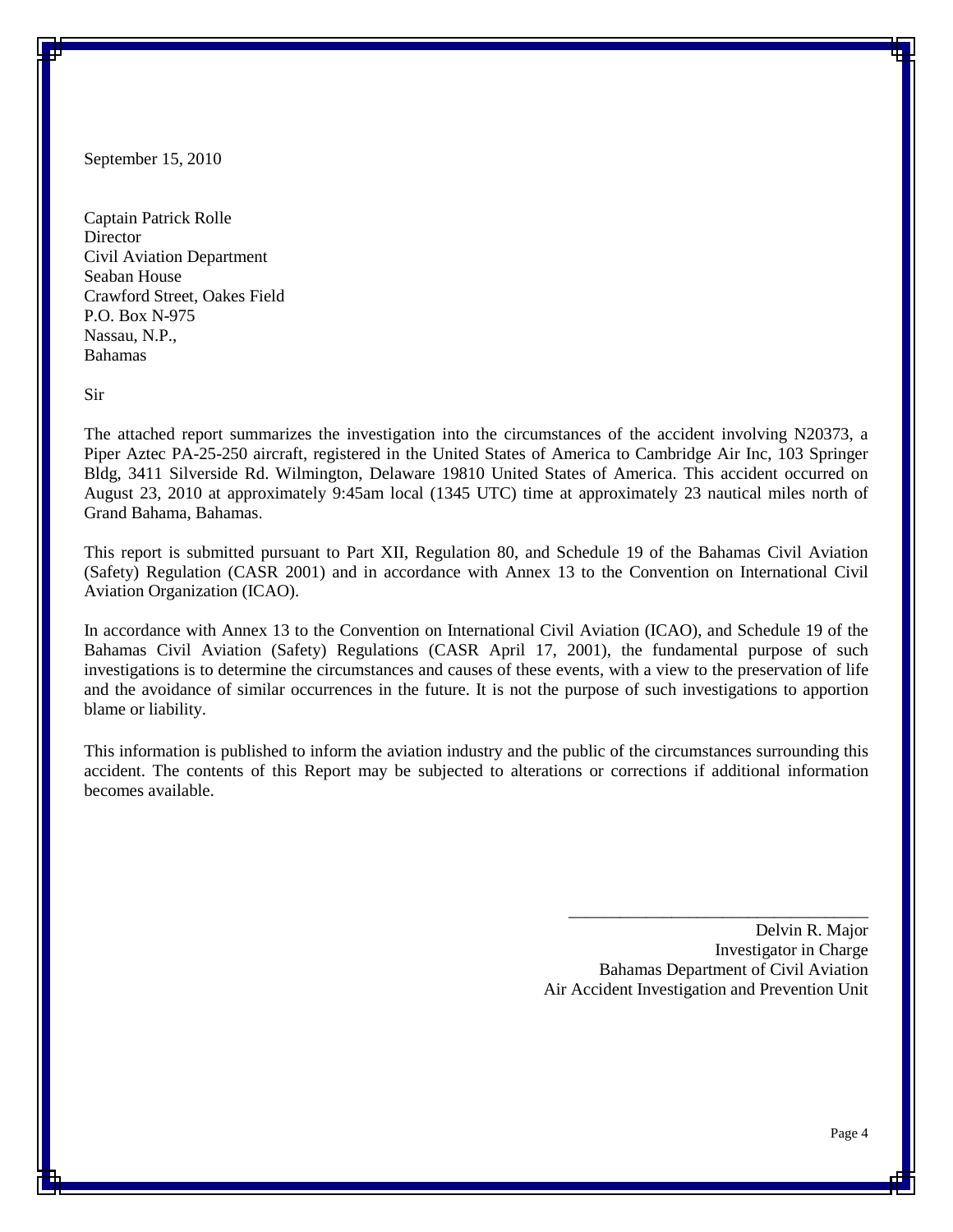September 15, 2010

Captain Patrick Rolle  
Director  
Civil Aviation Department  
Seaban House  
Crawford Street, Oakes Field  
P.O. Box N-975  
Nassau, N.P.,  
Bahamas

Sir

The attached report summarizes the investigation into the circumstances of the accident involving N20373, a Piper Aztec PA-25-250 aircraft, registered in the United States of America to Cambridge Air Inc, 103 Springer Bldg, 3411 Silverside Rd. Wilmington, Delaware 19810 United States of America. This accident occurred on August 23, 2010 at approximately 9:45am local (1345 UTC) time at approximately 23 nautical miles north of Grand Bahama, Bahamas.

This report is submitted pursuant to Part XII, Regulation 80, and Schedule 19 of the Bahamas Civil Aviation (Safety) Regulation (CASR 2001) and in accordance with Annex 13 to the Convention on International Civil Aviation Organization (ICAO).

In accordance with Annex 13 to the Convention on International Civil Aviation (ICAO), and Schedule 19 of the Bahamas Civil Aviation (Safety) Regulations (CASR April 17, 2001), the fundamental purpose of such investigations is to determine the circumstances and causes of these events, with a view to the preservation of life and the avoidance of similar occurrences in the future. It is not the purpose of such investigations to apportion blame or liability.

This information is published to inform the aviation industry and the public of the circumstances surrounding this accident. The contents of this Report may be subjected to alterations or corrections if additional information becomes available.

\_\_\_\_\_\_\_\_\_\_\_\_\_\_\_\_\_\_\_\_\_\_\_\_\_\_\_\_\_\_\_\_\_\_\_

Delvin R. Major  
Investigator in Charge  
Bahamas Department of Civil Aviation  
Air Accident Investigation and Prevention Unit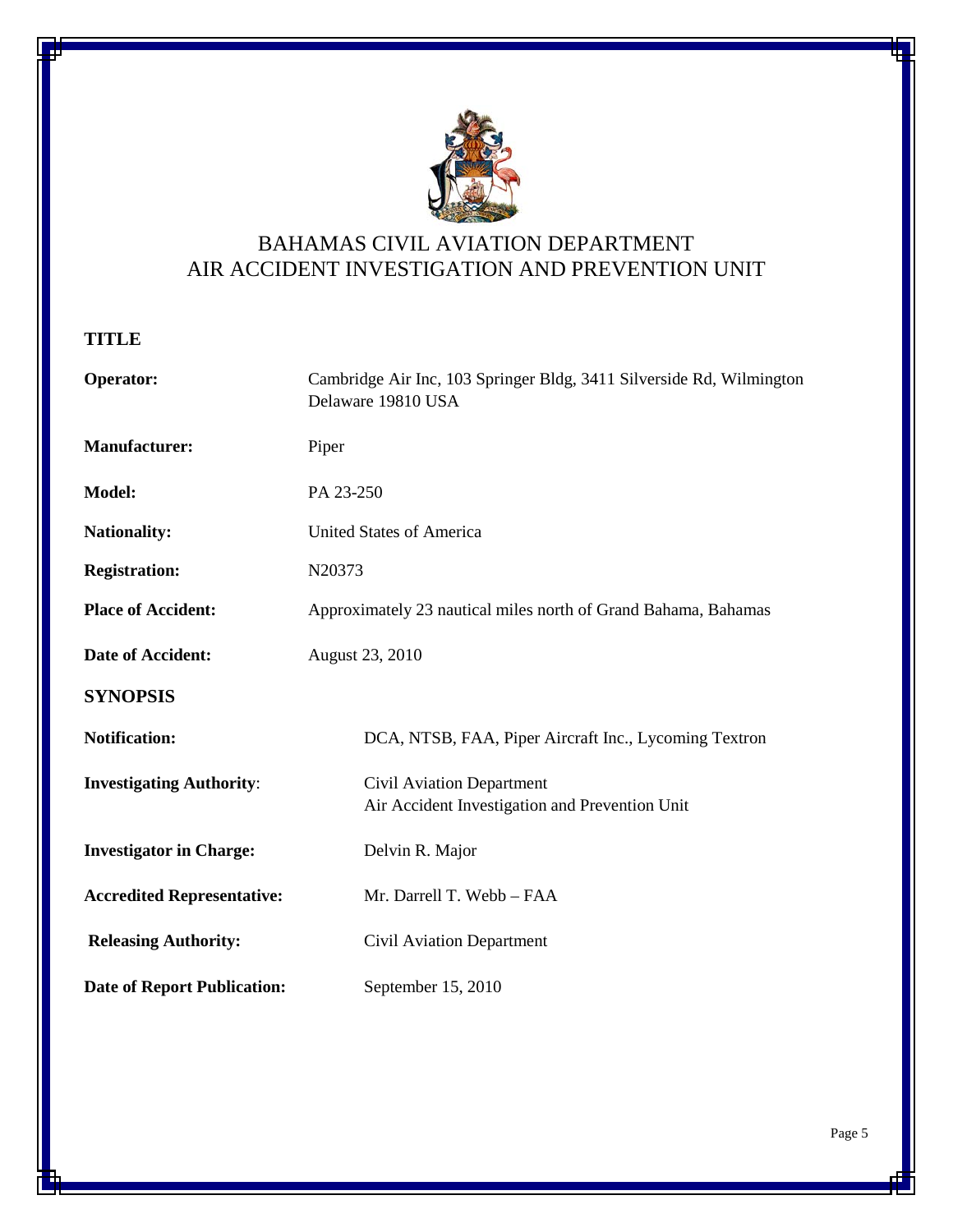BAHAMAS CIVIL AVIATION DEPARTMENT
AIR ACCIDENT INVESTIGATION AND PREVENTION UNIT

## TITLE

**Operator:** Cambridge Air Inc, 103 Springer Bldg, 3411 Silverside Rd, Wilmington Delaware 19810 USA

**Manufacturer:** Piper

**Model:** PA 23-250

**Nationality:** United States of America

**Registration:** N20373

**Place of Accident:** Approximately 23 nautical miles north of Grand Bahama, Bahamas

**Date of Accident:** August 23, 2010

## SYNOPSIS

**Notification:** DCA, NTSB, FAA, Piper Aircraft Inc., Lycoming Textron

**Investigating Authority**: Civil Aviation Department
Air Accident Investigation and Prevention Unit

**Investigator in Charge:** Delvin R. Major

**Accredited Representative:** Mr. Darrell T. Webb – FAA

**Releasing Authority:** Civil Aviation Department

**Date of Report Publication:** September 15, 2010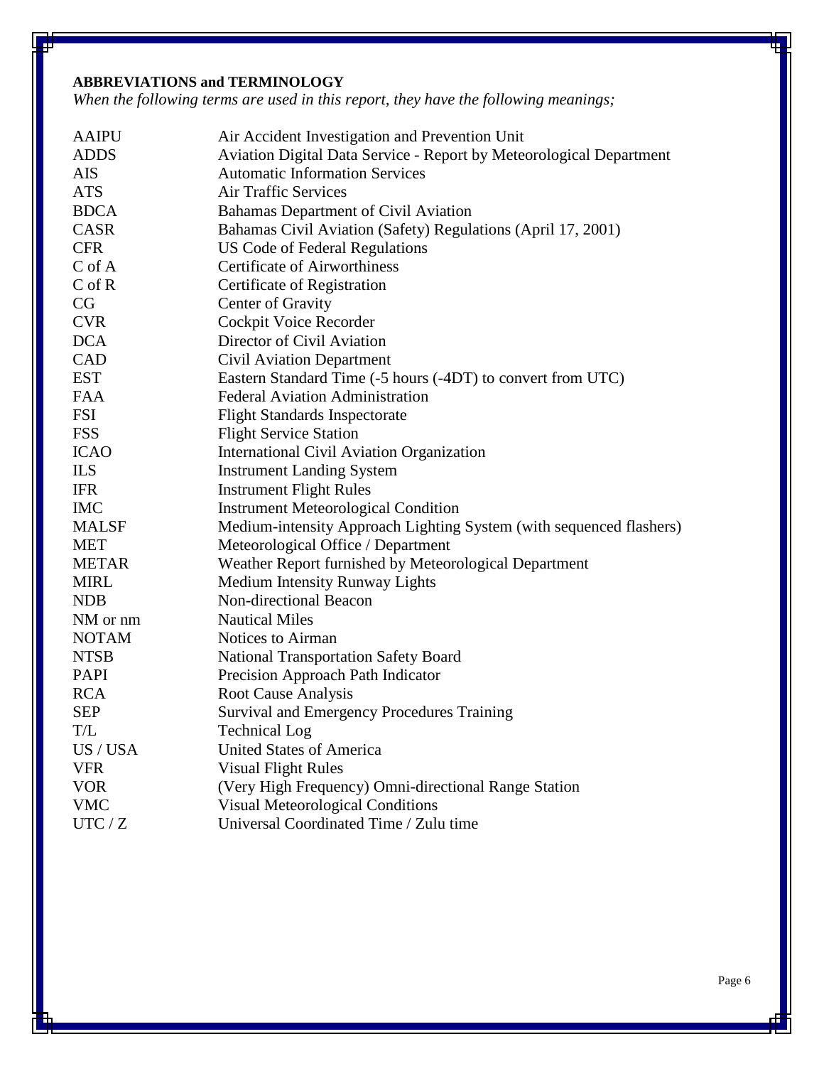**ABBREVIATIONS and TERMINOLOGY**

*When the following terms are used in this report, they have the following meanings;*

| | |
|---|---|
| AAIPU | Air Accident Investigation and Prevention Unit |
| ADDS | Aviation Digital Data Service - Report by Meteorological Department |
| AIS | Automatic Information Services |
| ATS | Air Traffic Services |
| BDCA | Bahamas Department of Civil Aviation |
| CASR | Bahamas Civil Aviation (Safety) Regulations (April 17, 2001) |
| CFR | US Code of Federal Regulations |
| C of A | Certificate of Airworthiness |
| C of R | Certificate of Registration |
| CG | Center of Gravity |
| CVR | Cockpit Voice Recorder |
| DCA | Director of Civil Aviation |
| CAD | Civil Aviation Department |
| EST | Eastern Standard Time (-5 hours (-4DT) to convert from UTC) |
| FAA | Federal Aviation Administration |
| FSI | Flight Standards Inspectorate |
| FSS | Flight Service Station |
| ICAO | International Civil Aviation Organization |
| ILS | Instrument Landing System |
| IFR | Instrument Flight Rules |
| IMC | Instrument Meteorological Condition |
| MALSF | Medium-intensity Approach Lighting System (with sequenced flashers) |
| MET | Meteorological Office / Department |
| METAR | Weather Report furnished by Meteorological Department |
| MIRL | Medium Intensity Runway Lights |
| NDB | Non-directional Beacon |
| NM or nm | Nautical Miles |
| NOTAM | Notices to Airman |
| NTSB | National Transportation Safety Board |
| PAPI | Precision Approach Path Indicator |
| RCA | Root Cause Analysis |
| SEP | Survival and Emergency Procedures Training |
| T/L | Technical Log |
| US / USA | United States of America |
| VFR | Visual Flight Rules |
| VOR | (Very High Frequency) Omni-directional Range Station |
| VMC | Visual Meteorological Conditions |
| UTC / Z | Universal Coordinated Time / Zulu time |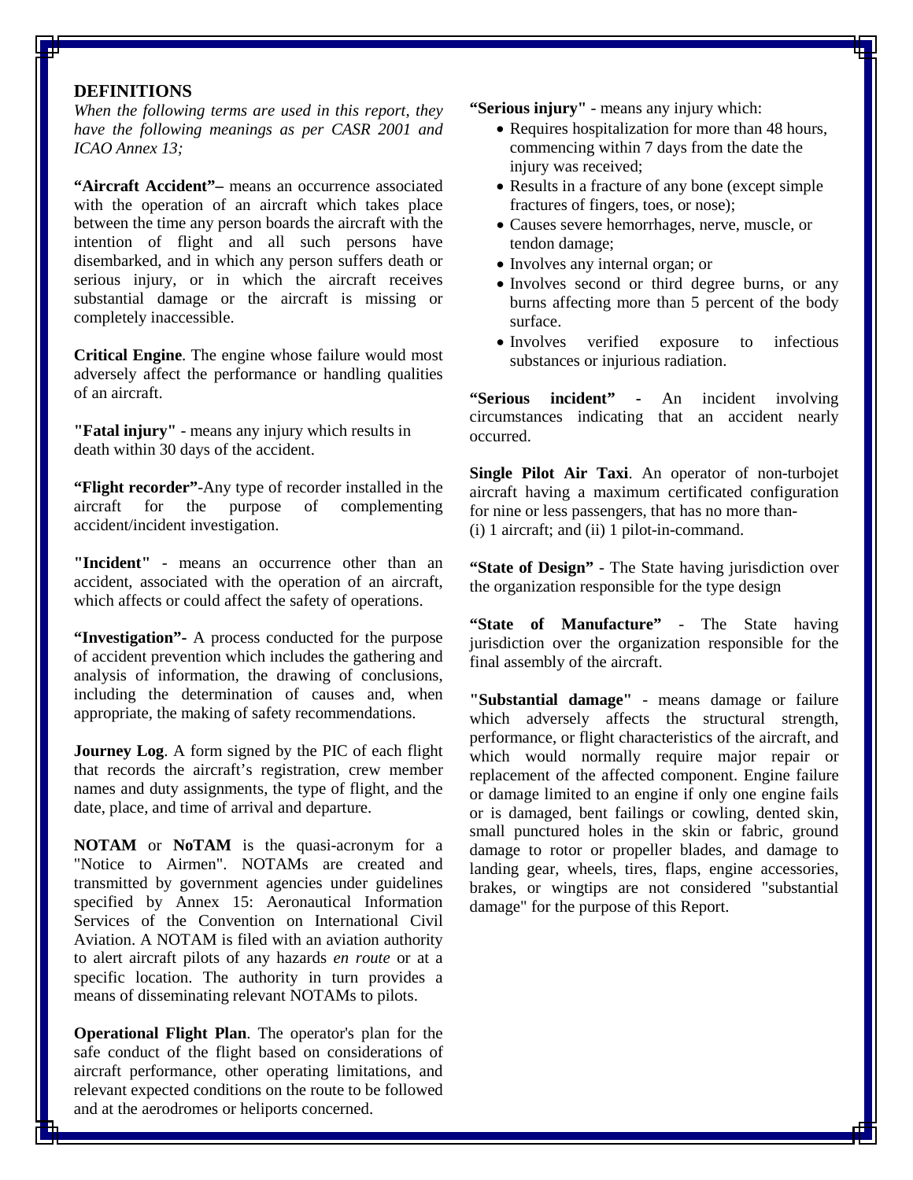## DEFINITIONS

*When the following terms are used in this report, they have the following meanings as per CASR 2001 and ICAO Annex 13;*

**"Aircraft Accident"–** means an occurrence associated with the operation of an aircraft which takes place between the time any person boards the aircraft with the intention of flight and all such persons have disembarked, and in which any person suffers death or serious injury, or in which the aircraft receives substantial damage or the aircraft is missing or completely inaccessible.

**Critical Engine**. The engine whose failure would most adversely affect the performance or handling qualities of an aircraft.

**"Fatal injury"** - means any injury which results in death within 30 days of the accident.

**"Flight recorder"**-Any type of recorder installed in the aircraft for the purpose of complementing accident/incident investigation.

**"Incident"** - means an occurrence other than an accident, associated with the operation of an aircraft, which affects or could affect the safety of operations.

**"Investigation"-** A process conducted for the purpose of accident prevention which includes the gathering and analysis of information, the drawing of conclusions, including the determination of causes and, when appropriate, the making of safety recommendations.

**Journey Log**. A form signed by the PIC of each flight that records the aircraft's registration, crew member names and duty assignments, the type of flight, and the date, place, and time of arrival and departure.

**NOTAM** or **NoTAM** is the quasi-acronym for a "Notice to Airmen". NOTAMs are created and transmitted by government agencies under guidelines specified by Annex 15: Aeronautical Information Services of the Convention on International Civil Aviation. A NOTAM is filed with an aviation authority to alert aircraft pilots of any hazards *en route* or at a specific location. The authority in turn provides a means of disseminating relevant NOTAMs to pilots.

**Operational Flight Plan**. The operator's plan for the safe conduct of the flight based on considerations of aircraft performance, other operating limitations, and relevant expected conditions on the route to be followed and at the aerodromes or heliports concerned.

**"Serious injury"** - means any injury which:

- Requires hospitalization for more than 48 hours, commencing within 7 days from the date the injury was received;
- Results in a fracture of any bone (except simple fractures of fingers, toes, or nose);
- Causes severe hemorrhages, nerve, muscle, or tendon damage;
- Involves any internal organ; or
- Involves second or third degree burns, or any burns affecting more than 5 percent of the body surface.
- Involves verified exposure to infectious substances or injurious radiation.

**"Serious incident" -** An incident involving circumstances indicating that an accident nearly occurred.

**Single Pilot Air Taxi**. An operator of non-turbojet aircraft having a maximum certificated configuration for nine or less passengers, that has no more than-
(i) 1 aircraft; and (ii) 1 pilot-in-command.

**"State of Design"** - The State having jurisdiction over the organization responsible for the type design

**"State of Manufacture"** - The State having jurisdiction over the organization responsible for the final assembly of the aircraft.

**"Substantial damage"** - means damage or failure which adversely affects the structural strength, performance, or flight characteristics of the aircraft, and which would normally require major repair or replacement of the affected component. Engine failure or damage limited to an engine if only one engine fails or is damaged, bent failings or cowling, dented skin, small punctured holes in the skin or fabric, ground damage to rotor or propeller blades, and damage to landing gear, wheels, tires, flaps, engine accessories, brakes, or wingtips are not considered "substantial damage" for the purpose of this Report.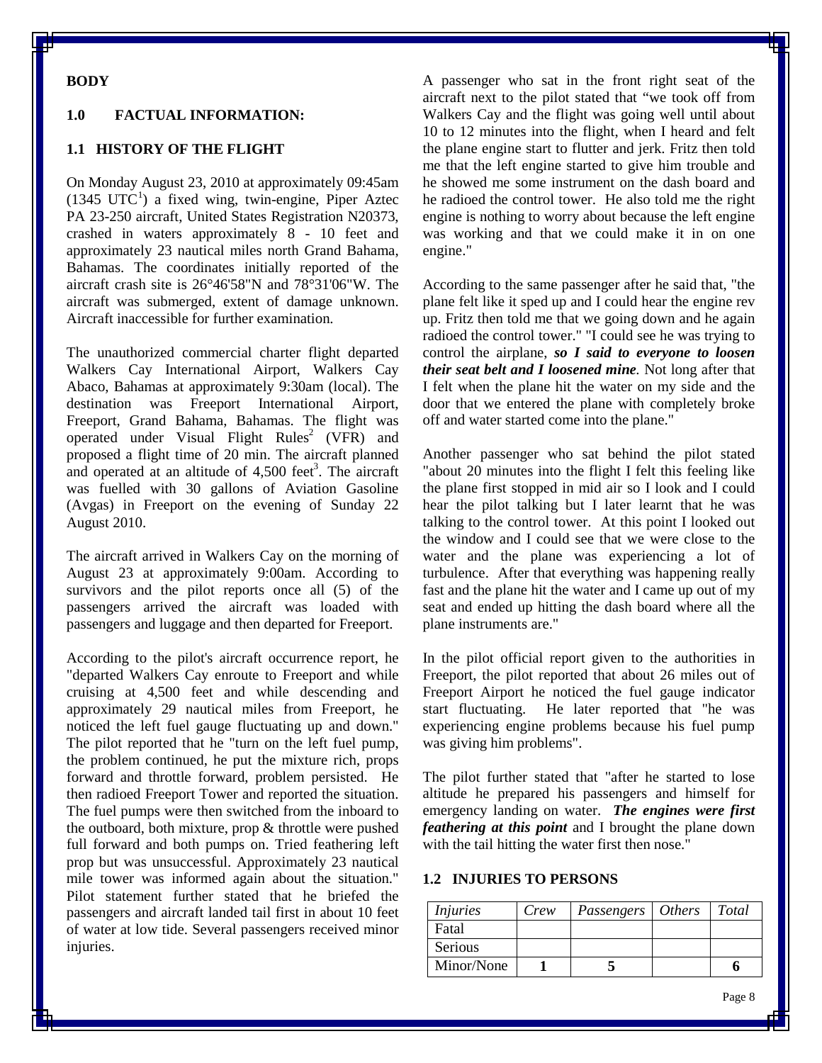**BODY**

## 1.0 FACTUAL INFORMATION:

### 1.1 HISTORY OF THE FLIGHT

On Monday August 23, 2010 at approximately 09:45am (1345 UTC[1]) a fixed wing, twin-engine, Piper Aztec PA 23-250 aircraft, United States Registration N20373, crashed in waters approximately 8 - 10 feet and approximately 23 nautical miles north Grand Bahama, Bahamas. The coordinates initially reported of the aircraft crash site is 26°46'58"N and 78°31'06"W. The aircraft was submerged, extent of damage unknown. Aircraft inaccessible for further examination.

The unauthorized commercial charter flight departed Walkers Cay International Airport, Walkers Cay Abaco, Bahamas at approximately 9:30am (local). The destination was Freeport International Airport, Freeport, Grand Bahama, Bahamas. The flight was operated under Visual Flight Rules[2] (VFR) and proposed a flight time of 20 min. The aircraft planned and operated at an altitude of 4,500 feet[3]. The aircraft was fuelled with 30 gallons of Aviation Gasoline (Avgas) in Freeport on the evening of Sunday 22 August 2010.

The aircraft arrived in Walkers Cay on the morning of August 23 at approximately 9:00am. According to survivors and the pilot reports once all (5) of the passengers arrived the aircraft was loaded with passengers and luggage and then departed for Freeport.

According to the pilot's aircraft occurrence report, he "departed Walkers Cay enroute to Freeport and while cruising at 4,500 feet and while descending and approximately 29 nautical miles from Freeport, he noticed the left fuel gauge fluctuating up and down." The pilot reported that he "turn on the left fuel pump, the problem continued, he put the mixture rich, props forward and throttle forward, problem persisted. He then radioed Freeport Tower and reported the situation. The fuel pumps were then switched from the inboard to the outboard, both mixture, prop & throttle were pushed full forward and both pumps on. Tried feathering left prop but was unsuccessful. Approximately 23 nautical mile tower was informed again about the situation." Pilot statement further stated that he briefed the passengers and aircraft landed tail first in about 10 feet of water at low tide. Several passengers received minor injuries.

A passenger who sat in the front right seat of the aircraft next to the pilot stated that "we took off from Walkers Cay and the flight was going well until about 10 to 12 minutes into the flight, when I heard and felt the plane engine start to flutter and jerk. Fritz then told me that the left engine started to give him trouble and he showed me some instrument on the dash board and he radioed the control tower. He also told me the right engine is nothing to worry about because the left engine was working and that we could make it in on one engine."

According to the same passenger after he said that, "the plane felt like it sped up and I could hear the engine rev up. Fritz then told me that we going down and he again radioed the control tower." "I could see he was trying to control the airplane, ***so I said to everyone to loosen their seat belt and I loosened mine***. Not long after that I felt when the plane hit the water on my side and the door that we entered the plane with completely broke off and water started come into the plane."

Another passenger who sat behind the pilot stated "about 20 minutes into the flight I felt this feeling like the plane first stopped in mid air so I look and I could hear the pilot talking but I later learnt that he was talking to the control tower. At this point I looked out the window and I could see that we were close to the water and the plane was experiencing a lot of turbulence. After that everything was happening really fast and the plane hit the water and I came up out of my seat and ended up hitting the dash board where all the plane instruments are."

In the pilot official report given to the authorities in Freeport, the pilot reported that about 26 miles out of Freeport Airport he noticed the fuel gauge indicator start fluctuating. He later reported that "he was experiencing engine problems because his fuel pump was giving him problems".

The pilot further stated that "after he started to lose altitude he prepared his passengers and himself for emergency landing on water. ***The engines were first feathering at this point*** and I brought the plane down with the tail hitting the water first then nose."

### 1.2 INJURIES TO PERSONS

| *Injuries* | *Crew* | *Passengers* | *Others* | *Total* |
|---|---|---|---|---|
| Fatal | | | | |
| Serious | | | | |
| Minor/None | **1** | **5** | | **6** |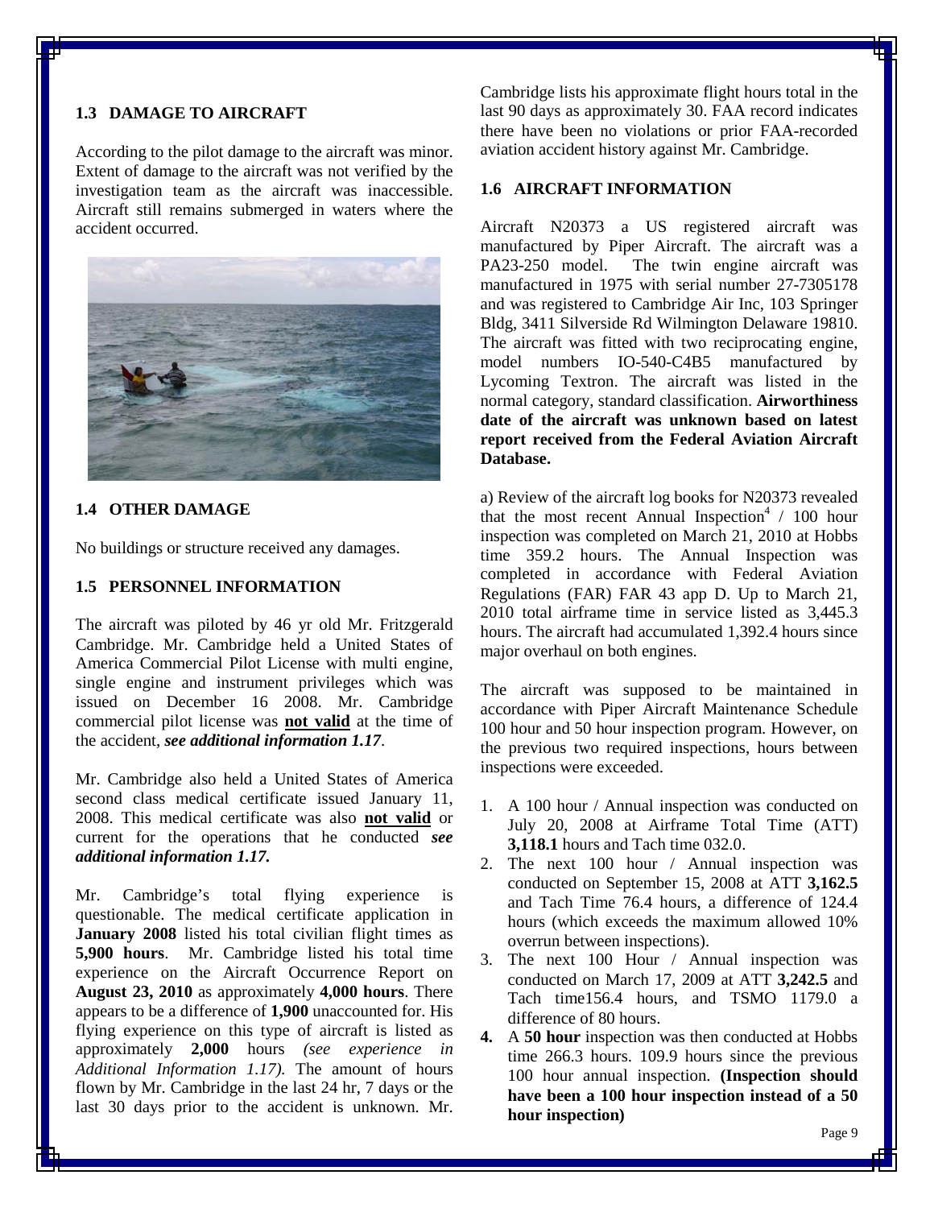### 1.3 DAMAGE TO AIRCRAFT

According to the pilot damage to the aircraft was minor. Extent of damage to the aircraft was not verified by the investigation team as the aircraft was inaccessible. Aircraft still remains submerged in waters where the accident occurred.

### 1.4 OTHER DAMAGE

No buildings or structure received any damages.

### 1.5 PERSONNEL INFORMATION

The aircraft was piloted by 46 yr old Mr. Fritzgerald Cambridge. Mr. Cambridge held a United States of America Commercial Pilot License with multi engine, single engine and instrument privileges which was issued on December 16 2008. Mr. Cambridge commercial pilot license was **not valid** at the time of the accident, ***see additional information 1.17***.

Mr. Cambridge also held a United States of America second class medical certificate issued January 11, 2008. This medical certificate was also **not valid** or current for the operations that he conducted ***see additional information 1.17.***

Mr. Cambridge's total flying experience is questionable. The medical certificate application in **January 2008** listed his total civilian flight times as **5,900 hours**. Mr. Cambridge listed his total time experience on the Aircraft Occurrence Report on **August 23, 2010** as approximately **4,000 hours**. There appears to be a difference of **1,900** unaccounted for. His flying experience on this type of aircraft is listed as approximately **2,000** hours *(see experience in Additional Information 1.17).* The amount of hours flown by Mr. Cambridge in the last 24 hr, 7 days or the last 30 days prior to the accident is unknown. Mr. Cambridge lists his approximate flight hours total in the last 90 days as approximately 30. FAA record indicates there have been no violations or prior FAA-recorded aviation accident history against Mr. Cambridge.

### 1.6 AIRCRAFT INFORMATION

Aircraft N20373 a US registered aircraft was manufactured by Piper Aircraft. The aircraft was a PA23-250 model. The twin engine aircraft was manufactured in 1975 with serial number 27-7305178 and was registered to Cambridge Air Inc, 103 Springer Bldg, 3411 Silverside Rd Wilmington Delaware 19810. The aircraft was fitted with two reciprocating engine, model numbers IO-540-C4B5 manufactured by Lycoming Textron. The aircraft was listed in the normal category, standard classification. **Airworthiness date of the aircraft was unknown based on latest report received from the Federal Aviation Aircraft Database.**

a) Review of the aircraft log books for N20373 revealed that the most recent Annual Inspection[4] / 100 hour inspection was completed on March 21, 2010 at Hobbs time 359.2 hours. The Annual Inspection was completed in accordance with Federal Aviation Regulations (FAR) FAR 43 app D. Up to March 21, 2010 total airframe time in service listed as 3,445.3 hours. The aircraft had accumulated 1,392.4 hours since major overhaul on both engines.

The aircraft was supposed to be maintained in accordance with Piper Aircraft Maintenance Schedule 100 hour and 50 hour inspection program. However, on the previous two required inspections, hours between inspections were exceeded.

1. A 100 hour / Annual inspection was conducted on July 20, 2008 at Airframe Total Time (ATT) **3,118.1** hours and Tach time 032.0.
2. The next 100 hour / Annual inspection was conducted on September 15, 2008 at ATT **3,162.5** and Tach Time 76.4 hours, a difference of 124.4 hours (which exceeds the maximum allowed 10% overrun between inspections).
3. The next 100 Hour / Annual inspection was conducted on March 17, 2009 at ATT **3,242.5** and Tach time156.4 hours, and TSMO 1179.0 a difference of 80 hours.
4. A **50 hour** inspection was then conducted at Hobbs time 266.3 hours. 109.9 hours since the previous 100 hour annual inspection. **(Inspection should have been a 100 hour inspection instead of a 50 hour inspection)**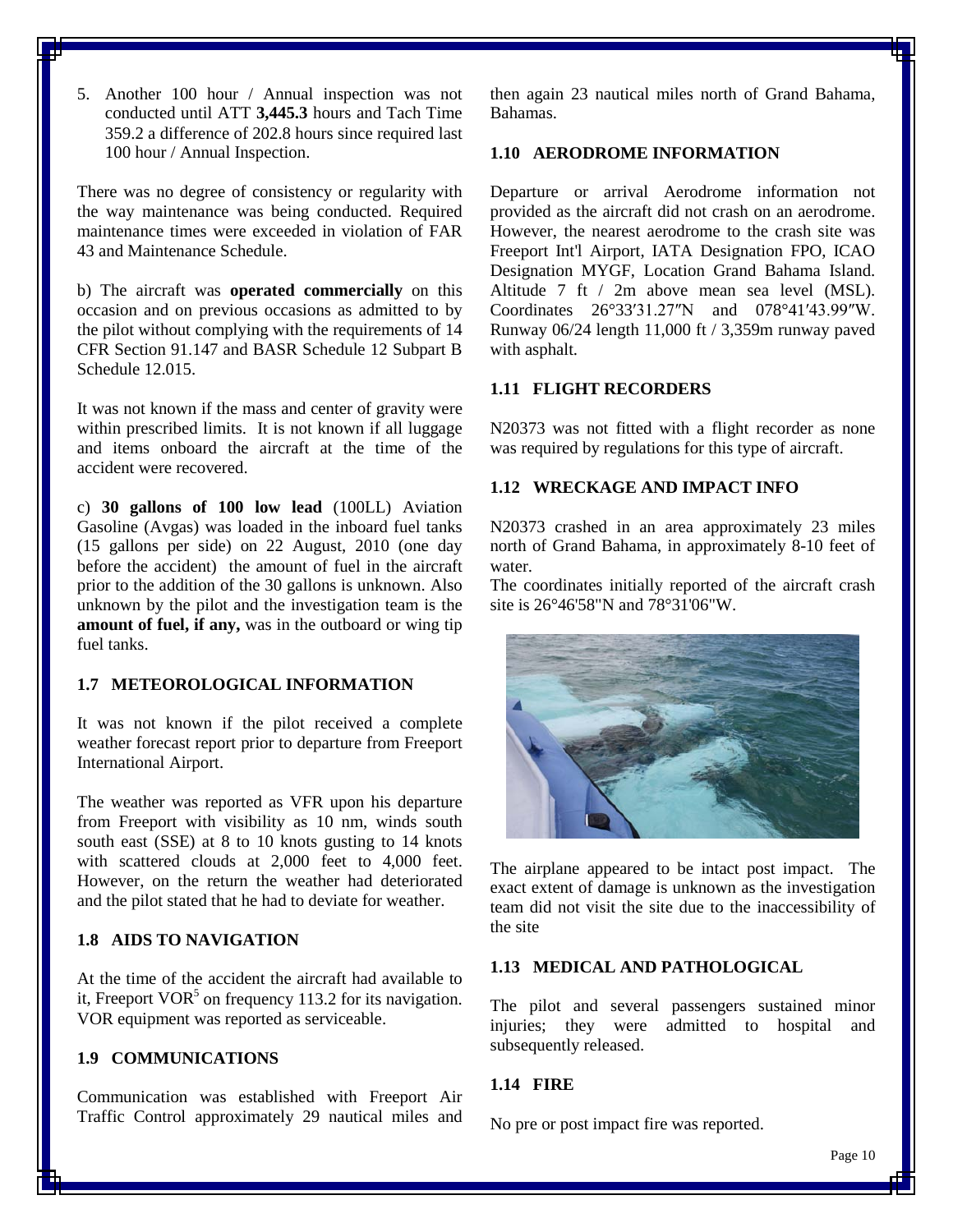5. Another 100 hour / Annual inspection was not conducted until ATT **3,445.3** hours and Tach Time 359.2 a difference of 202.8 hours since required last 100 hour / Annual Inspection.

There was no degree of consistency or regularity with the way maintenance was being conducted. Required maintenance times were exceeded in violation of FAR 43 and Maintenance Schedule.

b) The aircraft was **operated commercially** on this occasion and on previous occasions as admitted to by the pilot without complying with the requirements of 14 CFR Section 91.147 and BASR Schedule 12 Subpart B Schedule 12.015.

It was not known if the mass and center of gravity were within prescribed limits. It is not known if all luggage and items onboard the aircraft at the time of the accident were recovered.

c) **30 gallons of 100 low lead** (100LL) Aviation Gasoline (Avgas) was loaded in the inboard fuel tanks (15 gallons per side) on 22 August, 2010 (one day before the accident) the amount of fuel in the aircraft prior to the addition of the 30 gallons is unknown. Also unknown by the pilot and the investigation team is the **amount of fuel, if any,** was in the outboard or wing tip fuel tanks.

## 1.7 METEOROLOGICAL INFORMATION

It was not known if the pilot received a complete weather forecast report prior to departure from Freeport International Airport.

The weather was reported as VFR upon his departure from Freeport with visibility as 10 nm, winds south south east (SSE) at 8 to 10 knots gusting to 14 knots with scattered clouds at 2,000 feet to 4,000 feet. However, on the return the weather had deteriorated and the pilot stated that he had to deviate for weather.

## 1.8 AIDS TO NAVIGATION

At the time of the accident the aircraft had available to it, Freeport VOR[5] on frequency 113.2 for its navigation. VOR equipment was reported as serviceable.

## 1.9 COMMUNICATIONS

Communication was established with Freeport Air Traffic Control approximately 29 nautical miles and then again 23 nautical miles north of Grand Bahama, Bahamas.

## 1.10 AERODROME INFORMATION

Departure or arrival Aerodrome information not provided as the aircraft did not crash on an aerodrome. However, the nearest aerodrome to the crash site was Freeport Int'l Airport, IATA Designation FPO, ICAO Designation MYGF, Location Grand Bahama Island. Altitude 7 ft / 2m above mean sea level (MSL). Coordinates 26°33′31.27″N and 078°41′43.99″W. Runway 06/24 length 11,000 ft / 3,359m runway paved with asphalt.

## 1.11 FLIGHT RECORDERS

N20373 was not fitted with a flight recorder as none was required by regulations for this type of aircraft.

## 1.12 WRECKAGE AND IMPACT INFO

N20373 crashed in an area approximately 23 miles north of Grand Bahama, in approximately 8-10 feet of water.

The coordinates initially reported of the aircraft crash site is 26°46'58"N and 78°31'06"W.

The airplane appeared to be intact post impact. The exact extent of damage is unknown as the investigation team did not visit the site due to the inaccessibility of the site

## 1.13 MEDICAL AND PATHOLOGICAL

The pilot and several passengers sustained minor injuries; they were admitted to hospital and subsequently released.

## 1.14 FIRE

No pre or post impact fire was reported.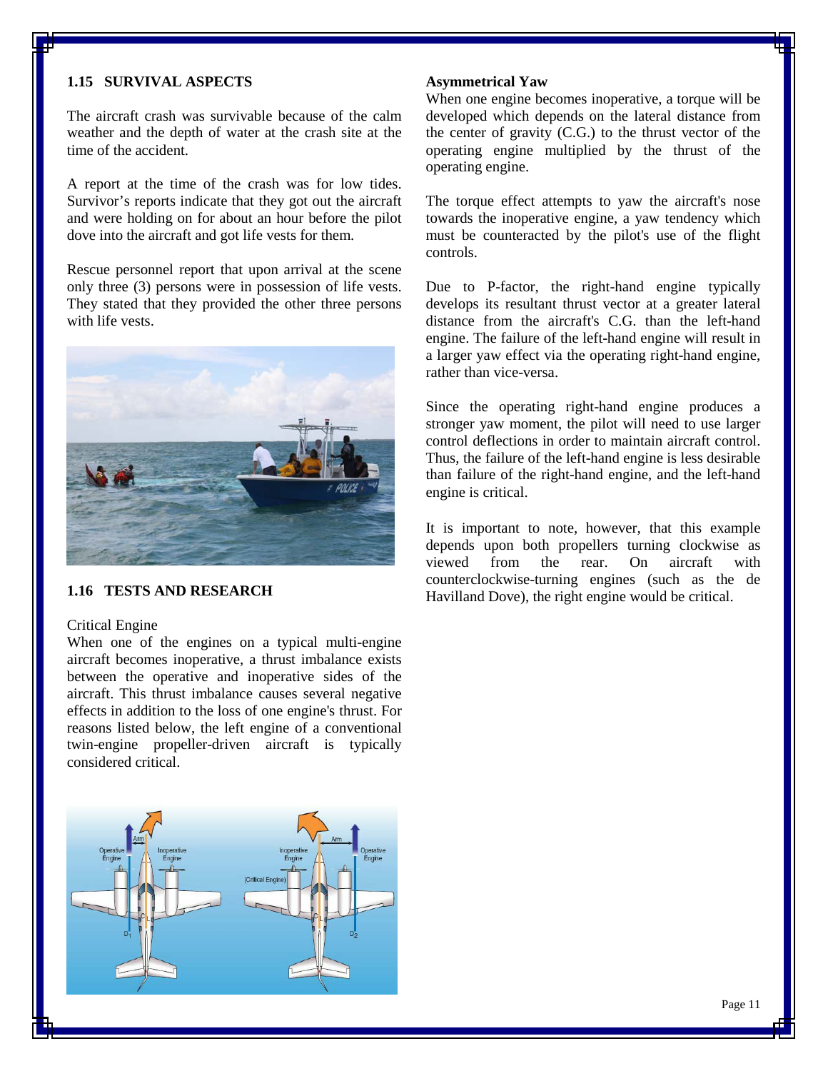## 1.15 SURVIVAL ASPECTS

The aircraft crash was survivable because of the calm weather and the depth of water at the crash site at the time of the accident.

A report at the time of the crash was for low tides. Survivor's reports indicate that they got out the aircraft and were holding on for about an hour before the pilot dove into the aircraft and got life vests for them.

Rescue personnel report that upon arrival at the scene only three (3) persons were in possession of life vests. They stated that they provided the other three persons with life vests.

## 1.16 TESTS AND RESEARCH

Critical Engine

When one of the engines on a typical multi-engine aircraft becomes inoperative, a thrust imbalance exists between the operative and inoperative sides of the aircraft. This thrust imbalance causes several negative effects in addition to the loss of one engine's thrust. For reasons listed below, the left engine of a conventional twin-engine propeller-driven aircraft is typically considered critical.

**Asymmetrical Yaw**

When one engine becomes inoperative, a torque will be developed which depends on the lateral distance from the center of gravity (C.G.) to the thrust vector of the operating engine multiplied by the thrust of the operating engine.

The torque effect attempts to yaw the aircraft's nose towards the inoperative engine, a yaw tendency which must be counteracted by the pilot's use of the flight controls.

Due to P-factor, the right-hand engine typically develops its resultant thrust vector at a greater lateral distance from the aircraft's C.G. than the left-hand engine. The failure of the left-hand engine will result in a larger yaw effect via the operating right-hand engine, rather than vice-versa.

Since the operating right-hand engine produces a stronger yaw moment, the pilot will need to use larger control deflections in order to maintain aircraft control. Thus, the failure of the left-hand engine is less desirable than failure of the right-hand engine, and the left-hand engine is critical.

It is important to note, however, that this example depends upon both propellers turning clockwise as viewed from the rear. On aircraft with counterclockwise-turning engines (such as the de Havilland Dove), the right engine would be critical.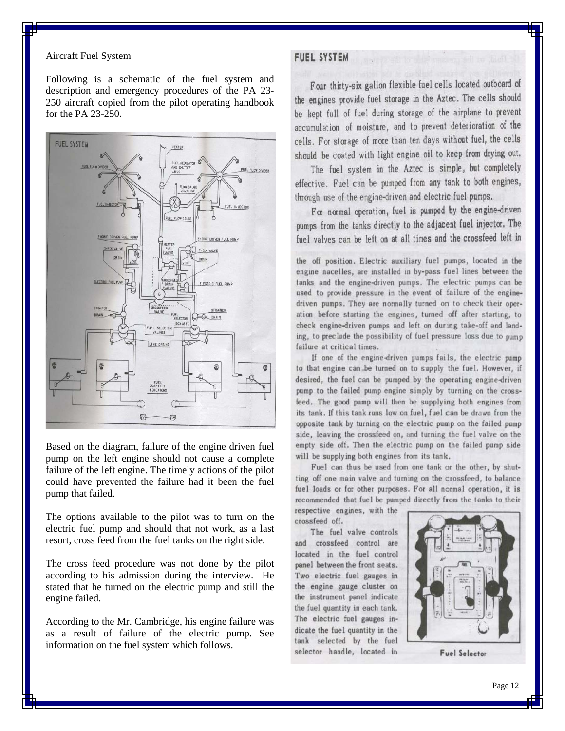Aircraft Fuel System

Following is a schematic of the fuel system and description and emergency procedures of the PA 23-250 aircraft copied from the pilot operating handbook for the PA 23-250.

Based on the diagram, failure of the engine driven fuel pump on the left engine should not cause a complete failure of the left engine. The timely actions of the pilot could have prevented the failure had it been the fuel pump that failed.

The options available to the pilot was to turn on the electric fuel pump and should that not work, as a last resort, cross feed from the fuel tanks on the right side.

The cross feed procedure was not done by the pilot according to his admission during the interview. He stated that he turned on the electric pump and still the engine failed.

According to the Mr. Cambridge, his engine failure was as a result of failure of the electric pump. See information on the fuel system which follows.

## FUEL SYSTEM

Four thirty-six gallon flexible fuel cells located outboard of the engines provide fuel storage in the Aztec. The cells should be kept full of fuel during storage of the airplane to prevent accumulation of moisture, and to prevent deterioration of the cells. For storage of more than ten days without fuel, the cells should be coated with light engine oil to keep from drying out.

The fuel system in the Aztec is simple, but completely effective. Fuel can be pumped from any tank to both engines, through use of the engine-driven and electric fuel pumps.

For normal operation, fuel is pumped by the engine-driven pumps from the tanks directly to the adjacent fuel injector. The fuel valves can be left on at all times and the crossfeed left in the off position. Electric auxiliary fuel pumps, located in the engine nacelles, are installed in by-pass fuel lines between the tanks and the engine-driven pumps. The electric pumps can be used to provide pressure in the event of failure of the engine-driven pumps. They are normally turned on to check their operation before starting the engines, turned off after starting, to check engine-driven pumps and left on during take-off and landing, to preclude the possibility of fuel pressure loss due to pump failure at critical times.

If one of the engine-driven pumps fails, the electric pump to that engine can be turned on to supply the fuel. However, if desired, the fuel can be pumped by the operating engine-driven pump to the failed pump engine simply by turning on the crossfeed. The good pump will then be supplying both engines from its tank. If this tank runs low on fuel, fuel can be drawn from the opposite tank by turning on the electric pump on the failed pump side, leaving the crossfeed on, and turning the fuel valve on the empty side off. Then the electric pump on the failed pump side will be supplying both engines from its tank.

Fuel can thus be used from one tank or the other, by shutting off one main valve and turning on the crossfeed, to balance fuel loads or for other purposes. For all normal operation, it is recommended that fuel be pumped directly from the tanks to their respective engines, with the crossfeed off.

The fuel valve controls and crossfeed control are located in the fuel control panel between the front seats. Two electric fuel gauges in the engine gauge cluster on the instrument panel indicate the fuel quantity in each tank. The electric fuel gauges indicate the fuel quantity in the tank selected by the fuel selector handle, located in

Fuel Selector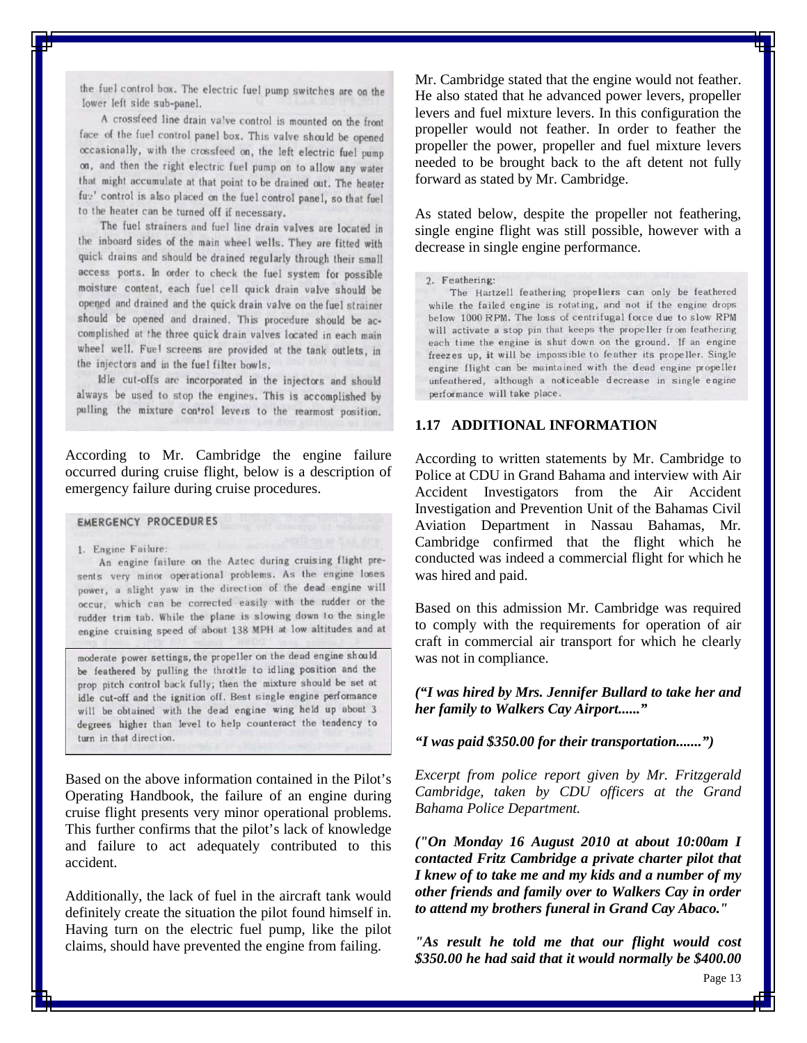the fuel control box. The electric fuel pump switches are on the lower left side sub-panel.

A crossfeed line drain valve control is mounted on the front face of the fuel control panel box. This valve should be opened occasionally, with the crossfeed on, the left electric fuel pump on, and then the right electric fuel pump on to allow any water that might accumulate at that point to be drained out. The heater fuel control is also placed on the fuel control panel, so that fuel to the heater can be turned off if necessary.

The fuel strainers and fuel line drain valves are located in the inboard sides of the main wheel wells. They are fitted with quick drains and should be drained regularly through their small access ports. In order to check the fuel system for possible moisture content, each fuel cell quick drain valve should be opened and drained and the quick drain valve on the fuel strainer should be opened and drained. This procedure should be accomplished at the three quick drain valves located in each main wheel well. Fuel screens are provided at the tank outlets, in the injectors and in the fuel filter bowls.

Idle cut-offs are incorporated in the injectors and should always be used to stop the engines. This is accomplished by pulling the mixture control levers to the rearmost position.

According to Mr. Cambridge the engine failure occurred during cruise flight, below is a description of emergency failure during cruise procedures.

**EMERGENCY PROCEDURES**

1. Engine Failure:

An engine failure on the Aztec during cruising flight presents very minor operational problems. As the engine loses power, a slight yaw in the direction of the dead engine will occur, which can be corrected easily with the rudder or the rudder trim tab. While the plane is slowing down to the single engine cruising speed of about 138 MPH at low altitudes and at moderate power settings, the propeller on the dead engine should be feathered by pulling the throttle to idling position and the prop pitch control back fully; then the mixture should be set at idle cut-off and the ignition off. Best single engine performance will be obtained with the dead engine wing held up about 3 degrees higher than level to help counteract the tendency to turn in that direction.

Based on the above information contained in the Pilot's Operating Handbook, the failure of an engine during cruise flight presents very minor operational problems. This further confirms that the pilot's lack of knowledge and failure to act adequately contributed to this accident.

Additionally, the lack of fuel in the aircraft tank would definitely create the situation the pilot found himself in. Having turn on the electric fuel pump, like the pilot claims, should have prevented the engine from failing.

Mr. Cambridge stated that the engine would not feather. He also stated that he advanced power levers, propeller levers and fuel mixture levers. In this configuration the propeller would not feather. In order to feather the propeller the power, propeller and fuel mixture levers needed to be brought back to the aft detent not fully forward as stated by Mr. Cambridge.

As stated below, despite the propeller not feathering, single engine flight was still possible, however with a decrease in single engine performance.

2. Feathering:

The Hartzell feathering propellers can only be feathered while the failed engine is rotating, and not if the engine drops below 1000 RPM. The loss of centrifugal force due to slow RPM will activate a stop pin that keeps the propeller from feathering each time the engine is shut down on the ground. If an engine freezes up, it will be impossible to feather its propeller. Single engine flight can be maintained with the dead engine propeller unfeathered, although a noticeable decrease in single engine performance will take place.

### 1.17 ADDITIONAL INFORMATION

According to written statements by Mr. Cambridge to Police at CDU in Grand Bahama and interview with Air Accident Investigators from the Air Accident Investigation and Prevention Unit of the Bahamas Civil Aviation Department in Nassau Bahamas, Mr. Cambridge confirmed that the flight which he conducted was indeed a commercial flight for which he was hired and paid.

Based on this admission Mr. Cambridge was required to comply with the requirements for operation of air craft in commercial air transport for which he clearly was not in compliance.

***("I was hired by Mrs. Jennifer Bullard to take her and her family to Walkers Cay Airport......"***

***"I was paid $350.00 for their transportation.......")***

*Excerpt from police report given by Mr. Fritzgerald Cambridge, taken by CDU officers at the Grand Bahama Police Department.*

***("On Monday 16 August 2010 at about 10:00am I contacted Fritz Cambridge a private charter pilot that I knew of to take me and my kids and a number of my other friends and family over to Walkers Cay in order to attend my brothers funeral in Grand Cay Abaco."***

***"As result he told me that our flight would cost $350.00 he had said that it would normally be $400.00***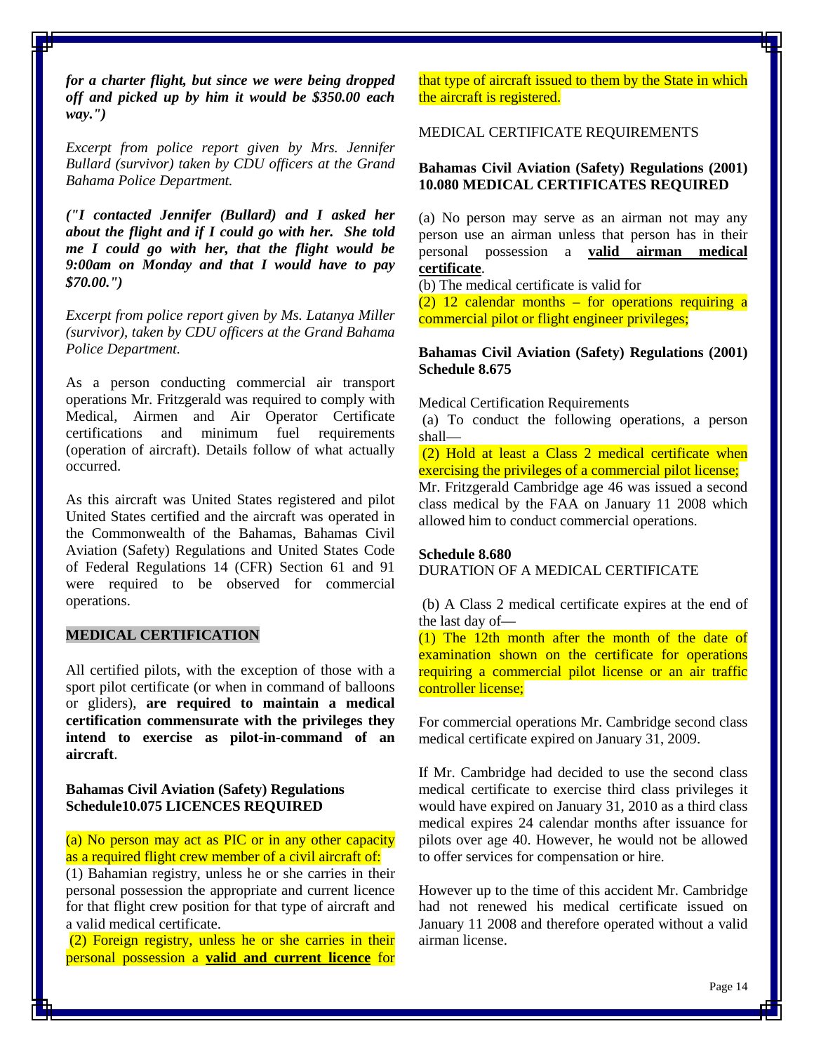***for a charter flight, but since we were being dropped off and picked up by him it would be $350.00 each way.")***

*Excerpt from police report given by Mrs. Jennifer Bullard (survivor) taken by CDU officers at the Grand Bahama Police Department.*

***("I contacted Jennifer (Bullard) and I asked her about the flight and if I could go with her. She told me I could go with her, that the flight would be 9:00am on Monday and that I would have to pay $70.00.")***

*Excerpt from police report given by Ms. Latanya Miller (survivor), taken by CDU officers at the Grand Bahama Police Department.*

As a person conducting commercial air transport operations Mr. Fritzgerald was required to comply with Medical, Airmen and Air Operator Certificate certifications and minimum fuel requirements (operation of aircraft). Details follow of what actually occurred.

As this aircraft was United States registered and pilot United States certified and the aircraft was operated in the Commonwealth of the Bahamas, Bahamas Civil Aviation (Safety) Regulations and United States Code of Federal Regulations 14 (CFR) Section 61 and 91 were required to be observed for commercial operations.

## MEDICAL CERTIFICATION

All certified pilots, with the exception of those with a sport pilot certificate (or when in command of balloons or gliders), **are required to maintain a medical certification commensurate with the privileges they intend to exercise as pilot-in-command of an aircraft**.

**Bahamas Civil Aviation (Safety) Regulations Schedule10.075 LICENCES REQUIRED**

(a) No person may act as PIC or in any other capacity as a required flight crew member of a civil aircraft of:
(1) Bahamian registry, unless he or she carries in their personal possession the appropriate and current licence for that flight crew position for that type of aircraft and a valid medical certificate.
(2) Foreign registry, unless he or she carries in their personal possession a **valid and current licence** for that type of aircraft issued to them by the State in which the aircraft is registered.

MEDICAL CERTIFICATE REQUIREMENTS

**Bahamas Civil Aviation (Safety) Regulations (2001) 10.080 MEDICAL CERTIFICATES REQUIRED**

(a) No person may serve as an airman not may any person use an airman unless that person has in their personal possession a **valid airman medical certificate**.
(b) The medical certificate is valid for
(2) 12 calendar months – for operations requiring a commercial pilot or flight engineer privileges;

**Bahamas Civil Aviation (Safety) Regulations (2001) Schedule 8.675**

Medical Certification Requirements
(a) To conduct the following operations, a person shall—
(2) Hold at least a Class 2 medical certificate when exercising the privileges of a commercial pilot license;
Mr. Fritzgerald Cambridge age 46 was issued a second class medical by the FAA on January 11 2008 which allowed him to conduct commercial operations.

**Schedule 8.680**
DURATION OF A MEDICAL CERTIFICATE

(b) A Class 2 medical certificate expires at the end of the last day of—
(1) The 12th month after the month of the date of examination shown on the certificate for operations requiring a commercial pilot license or an air traffic controller license;

For commercial operations Mr. Cambridge second class medical certificate expired on January 31, 2009.

If Mr. Cambridge had decided to use the second class medical certificate to exercise third class privileges it would have expired on January 31, 2010 as a third class medical expires 24 calendar months after issuance for pilots over age 40. However, he would not be allowed to offer services for compensation or hire.

However up to the time of this accident Mr. Cambridge had not renewed his medical certificate issued on January 11 2008 and therefore operated without a valid airman license.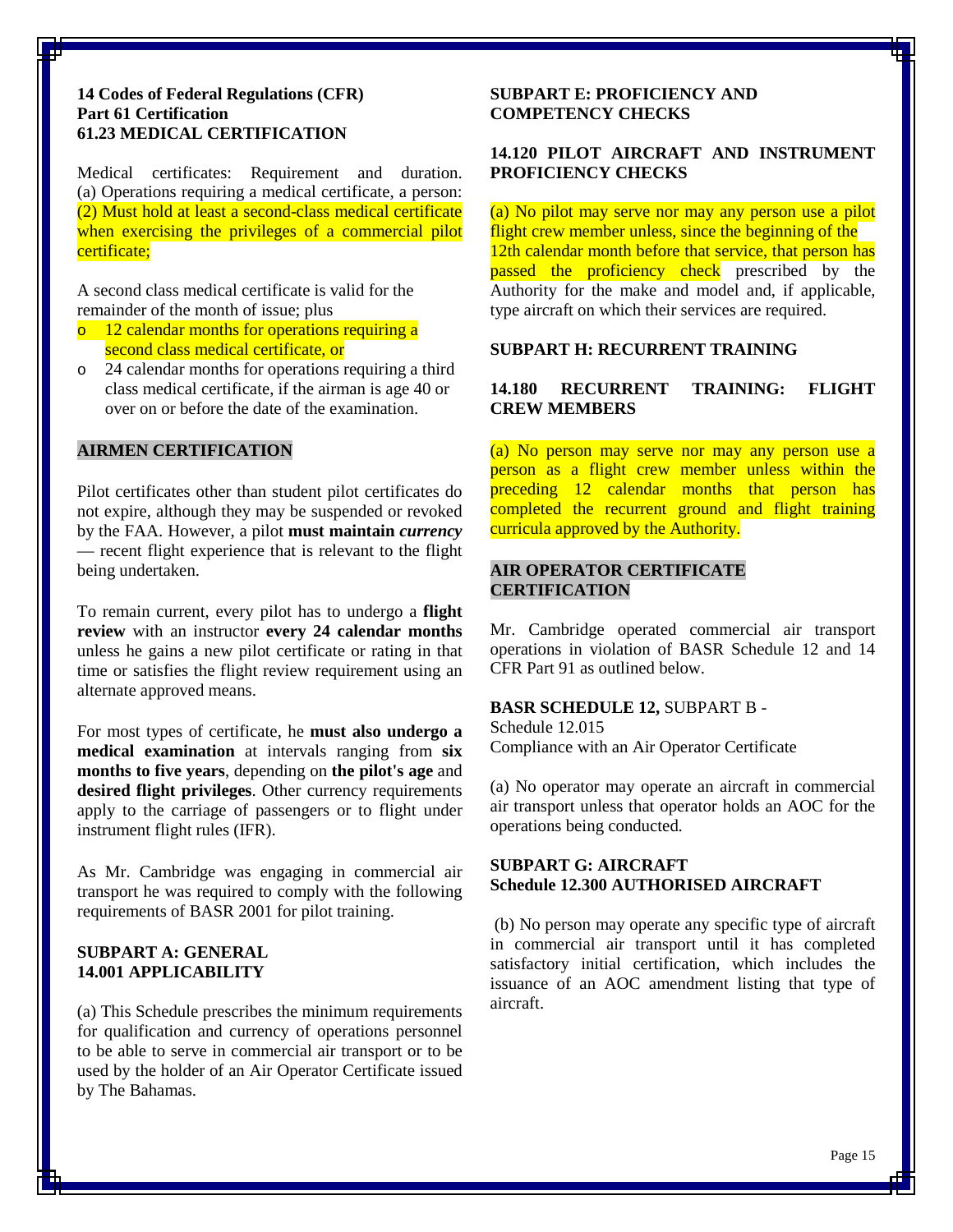**14 Codes of Federal Regulations (CFR)**
**Part 61 Certification**
**61.23 MEDICAL CERTIFICATION**

Medical certificates: Requirement and duration. (a) Operations requiring a medical certificate, a person: (2) Must hold at least a second-class medical certificate when exercising the privileges of a commercial pilot certificate;

A second class medical certificate is valid for the remainder of the month of issue; plus

- 12 calendar months for operations requiring a second class medical certificate, or
- 24 calendar months for operations requiring a third class medical certificate, if the airman is age 40 or over on or before the date of the examination.

## AIRMEN CERTIFICATION

Pilot certificates other than student pilot certificates do not expire, although they may be suspended or revoked by the FAA. However, a pilot **must maintain *currency*** — recent flight experience that is relevant to the flight being undertaken.

To remain current, every pilot has to undergo a **flight review** with an instructor **every 24 calendar months** unless he gains a new pilot certificate or rating in that time or satisfies the flight review requirement using an alternate approved means.

For most types of certificate, he **must also undergo a medical examination** at intervals ranging from **six months to five years**, depending on **the pilot's age** and **desired flight privileges**. Other currency requirements apply to the carriage of passengers or to flight under instrument flight rules (IFR).

As Mr. Cambridge was engaging in commercial air transport he was required to comply with the following requirements of BASR 2001 for pilot training.

**SUBPART A: GENERAL**
**14.001 APPLICABILITY**

(a) This Schedule prescribes the minimum requirements for qualification and currency of operations personnel to be able to serve in commercial air transport or to be used by the holder of an Air Operator Certificate issued by The Bahamas.

**SUBPART E: PROFICIENCY AND COMPETENCY CHECKS**

**14.120 PILOT AIRCRAFT AND INSTRUMENT PROFICIENCY CHECKS**

(a) No pilot may serve nor may any person use a pilot flight crew member unless, since the beginning of the 12th calendar month before that service, that person has passed the proficiency check prescribed by the Authority for the make and model and, if applicable, type aircraft on which their services are required.

**SUBPART H: RECURRENT TRAINING**

**14.180 RECURRENT TRAINING: FLIGHT CREW MEMBERS**

(a) No person may serve nor may any person use a person as a flight crew member unless within the preceding 12 calendar months that person has completed the recurrent ground and flight training curricula approved by the Authority.

## AIR OPERATOR CERTIFICATE CERTIFICATION

Mr. Cambridge operated commercial air transport operations in violation of BASR Schedule 12 and 14 CFR Part 91 as outlined below.

**BASR SCHEDULE 12,** SUBPART B -
Schedule 12.015
Compliance with an Air Operator Certificate

(a) No operator may operate an aircraft in commercial air transport unless that operator holds an AOC for the operations being conducted.

**SUBPART G: AIRCRAFT**
**Schedule 12.300 AUTHORISED AIRCRAFT**

(b) No person may operate any specific type of aircraft in commercial air transport until it has completed satisfactory initial certification, which includes the issuance of an AOC amendment listing that type of aircraft.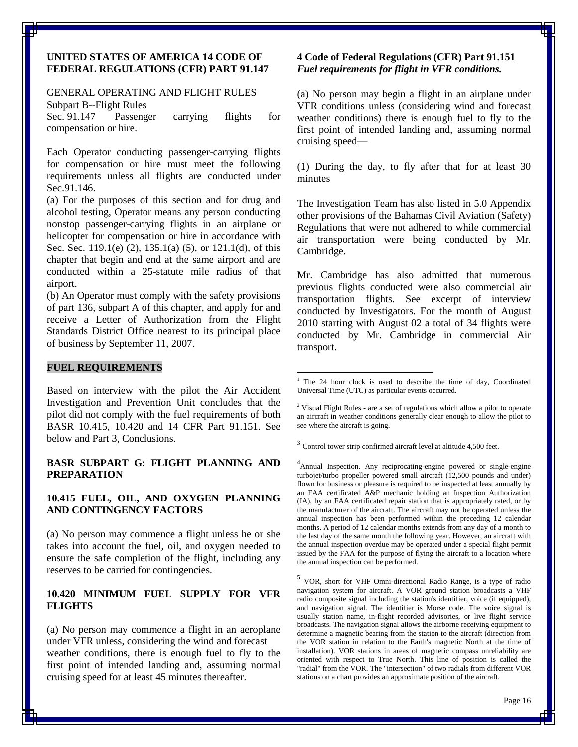**UNITED STATES OF AMERICA 14 CODE OF FEDERAL REGULATIONS (CFR) PART 91.147**

GENERAL OPERATING AND FLIGHT RULES
Subpart B--Flight Rules
Sec. 91.147 Passenger carrying flights for compensation or hire.

Each Operator conducting passenger-carrying flights for compensation or hire must meet the following requirements unless all flights are conducted under Sec.91.146.

(a) For the purposes of this section and for drug and alcohol testing, Operator means any person conducting nonstop passenger-carrying flights in an airplane or helicopter for compensation or hire in accordance with Sec. Sec. 119.1(e) (2), 135.1(a) (5), or 121.1(d), of this chapter that begin and end at the same airport and are conducted within a 25-statute mile radius of that airport.

(b) An Operator must comply with the safety provisions of part 136, subpart A of this chapter, and apply for and receive a Letter of Authorization from the Flight Standards District Office nearest to its principal place of business by September 11, 2007.

**FUEL REQUIREMENTS**

Based on interview with the pilot the Air Accident Investigation and Prevention Unit concludes that the pilot did not comply with the fuel requirements of both BASR 10.415, 10.420 and 14 CFR Part 91.151. See below and Part 3, Conclusions.

**BASR SUBPART G: FLIGHT PLANNING AND PREPARATION**

**10.415 FUEL, OIL, AND OXYGEN PLANNING AND CONTINGENCY FACTORS**

(a) No person may commence a flight unless he or she takes into account the fuel, oil, and oxygen needed to ensure the safe completion of the flight, including any reserves to be carried for contingencies.

**10.420 MINIMUM FUEL SUPPLY FOR VFR FLIGHTS**

(a) No person may commence a flight in an aeroplane under VFR unless, considering the wind and forecast weather conditions, there is enough fuel to fly to the first point of intended landing and, assuming normal cruising speed for at least 45 minutes thereafter.

**4 Code of Federal Regulations (CFR) Part 91.151**
***Fuel requirements for flight in VFR conditions.***

(a) No person may begin a flight in an airplane under VFR conditions unless (considering wind and forecast weather conditions) there is enough fuel to fly to the first point of intended landing and, assuming normal cruising speed—

(1) During the day, to fly after that for at least 30 minutes

The Investigation Team has also listed in 5.0 Appendix other provisions of the Bahamas Civil Aviation (Safety) Regulations that were not adhered to while commercial air transportation were being conducted by Mr. Cambridge.

Mr. Cambridge has also admitted that numerous previous flights conducted were also commercial air transportation flights. See excerpt of interview conducted by Investigators. For the month of August 2010 starting with August 02 a total of 34 flights were conducted by Mr. Cambridge in commercial Air transport.

---

[1] The 24 hour clock is used to describe the time of day, Coordinated Universal Time (UTC) as particular events occurred.

[2] Visual Flight Rules - are a set of regulations which allow a pilot to operate an aircraft in weather conditions generally clear enough to allow the pilot to see where the aircraft is going.

[3] Control tower strip confirmed aircraft level at altitude 4,500 feet.

[4] Annual Inspection. Any reciprocating-engine powered or single-engine turbojet/turbo propeller powered small aircraft (12,500 pounds and under) flown for business or pleasure is required to be inspected at least annually by an FAA certificated A&P mechanic holding an Inspection Authorization (IA), by an FAA certificated repair station that is appropriately rated, or by the manufacturer of the aircraft. The aircraft may not be operated unless the annual inspection has been performed within the preceding 12 calendar months. A period of 12 calendar months extends from any day of a month to the last day of the same month the following year. However, an aircraft with the annual inspection overdue may be operated under a special flight permit issued by the FAA for the purpose of flying the aircraft to a location where the annual inspection can be performed.

[5] VOR, short for VHF Omni-directional Radio Range, is a type of radio navigation system for aircraft. A VOR ground station broadcasts a VHF radio composite signal including the station's identifier, voice (if equipped), and navigation signal. The identifier is Morse code. The voice signal is usually station name, in-flight recorded advisories, or live flight service broadcasts. The navigation signal allows the airborne receiving equipment to determine a magnetic bearing from the station to the aircraft (direction from the VOR station in relation to the Earth's magnetic North at the time of installation). VOR stations in areas of magnetic compass unreliability are oriented with respect to True North. This line of position is called the "radial" from the VOR. The "intersection" of two radials from different VOR stations on a chart provides an approximate position of the aircraft.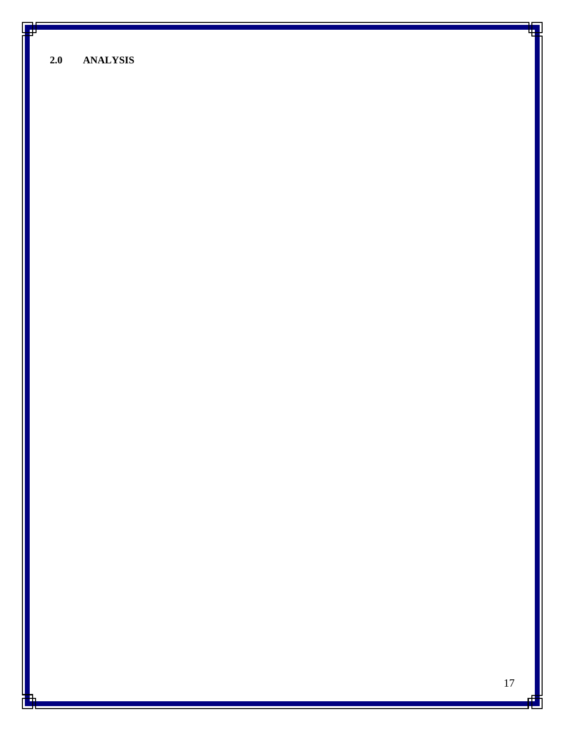## 2.0 ANALYSIS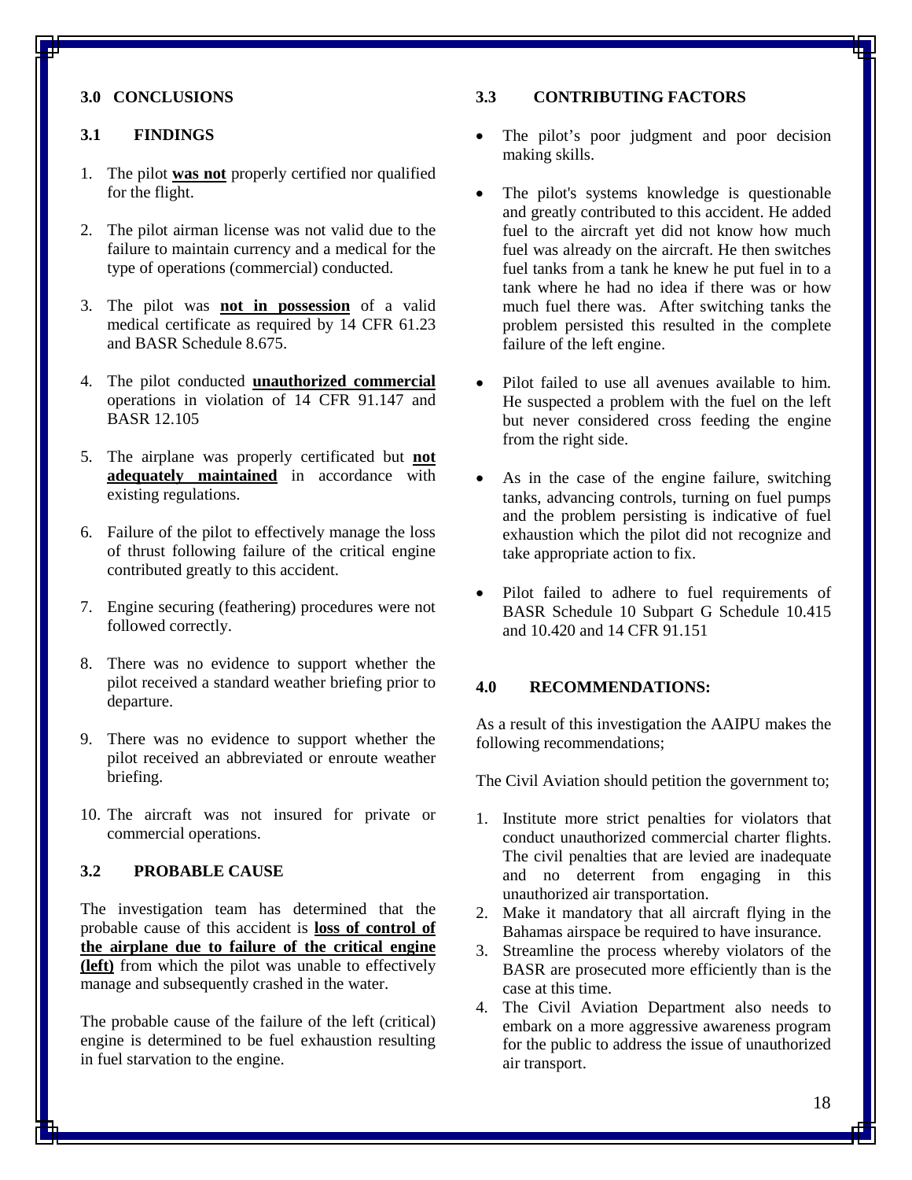## 3.0 CONCLUSIONS

### 3.1 FINDINGS

1. The pilot **was not** properly certified nor qualified for the flight.
2. The pilot airman license was not valid due to the failure to maintain currency and a medical for the type of operations (commercial) conducted.
3. The pilot was **not in possession** of a valid medical certificate as required by 14 CFR 61.23 and BASR Schedule 8.675.
4. The pilot conducted **unauthorized commercial** operations in violation of 14 CFR 91.147 and BASR 12.105
5. The airplane was properly certificated but **not adequately maintained** in accordance with existing regulations.
6. Failure of the pilot to effectively manage the loss of thrust following failure of the critical engine contributed greatly to this accident.
7. Engine securing (feathering) procedures were not followed correctly.
8. There was no evidence to support whether the pilot received a standard weather briefing prior to departure.
9. There was no evidence to support whether the pilot received an abbreviated or enroute weather briefing.
10. The aircraft was not insured for private or commercial operations.

### 3.2 PROBABLE CAUSE

The investigation team has determined that the probable cause of this accident is **loss of control of the airplane due to failure of the critical engine (left)** from which the pilot was unable to effectively manage and subsequently crashed in the water.

The probable cause of the failure of the left (critical) engine is determined to be fuel exhaustion resulting in fuel starvation to the engine.

### 3.3 CONTRIBUTING FACTORS

- The pilot's poor judgment and poor decision making skills.
- The pilot's systems knowledge is questionable and greatly contributed to this accident. He added fuel to the aircraft yet did not know how much fuel was already on the aircraft. He then switches fuel tanks from a tank he knew he put fuel in to a tank where he had no idea if there was or how much fuel there was. After switching tanks the problem persisted this resulted in the complete failure of the left engine.
- Pilot failed to use all avenues available to him. He suspected a problem with the fuel on the left but never considered cross feeding the engine from the right side.
- As in the case of the engine failure, switching tanks, advancing controls, turning on fuel pumps and the problem persisting is indicative of fuel exhaustion which the pilot did not recognize and take appropriate action to fix.
- Pilot failed to adhere to fuel requirements of BASR Schedule 10 Subpart G Schedule 10.415 and 10.420 and 14 CFR 91.151

## 4.0 RECOMMENDATIONS:

As a result of this investigation the AAIPU makes the following recommendations;

The Civil Aviation should petition the government to;

1. Institute more strict penalties for violators that conduct unauthorized commercial charter flights. The civil penalties that are levied are inadequate and no deterrent from engaging in this unauthorized air transportation.
2. Make it mandatory that all aircraft flying in the Bahamas airspace be required to have insurance.
3. Streamline the process whereby violators of the BASR are prosecuted more efficiently than is the case at this time.
4. The Civil Aviation Department also needs to embark on a more aggressive awareness program for the public to address the issue of unauthorized air transport.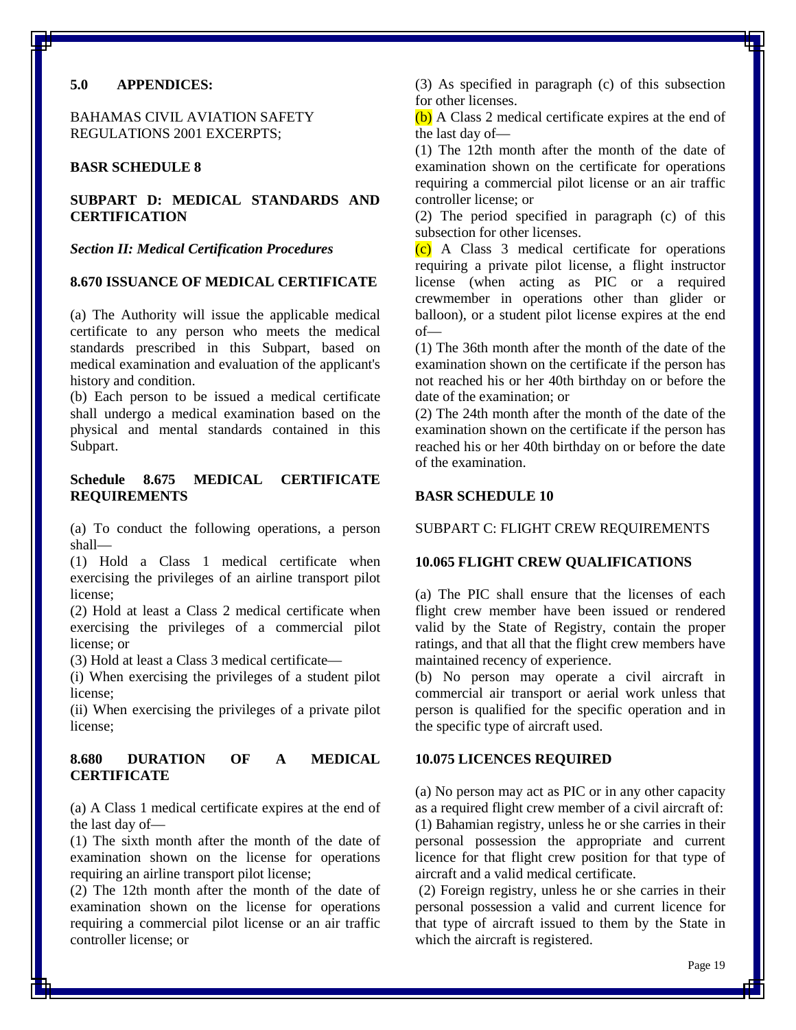## 5.0 APPENDICES:

BAHAMAS CIVIL AVIATION SAFETY REGULATIONS 2001 EXCERPTS;

**BASR SCHEDULE 8**

**SUBPART D: MEDICAL STANDARDS AND CERTIFICATION**

***Section II: Medical Certification Procedures***

**8.670 ISSUANCE OF MEDICAL CERTIFICATE**

(a) The Authority will issue the applicable medical certificate to any person who meets the medical standards prescribed in this Subpart, based on medical examination and evaluation of the applicant's history and condition.

(b) Each person to be issued a medical certificate shall undergo a medical examination based on the physical and mental standards contained in this Subpart.

**Schedule 8.675 MEDICAL CERTIFICATE REQUIREMENTS**

(a) To conduct the following operations, a person shall—

(1) Hold a Class 1 medical certificate when exercising the privileges of an airline transport pilot license;

(2) Hold at least a Class 2 medical certificate when exercising the privileges of a commercial pilot license; or

(3) Hold at least a Class 3 medical certificate—

(i) When exercising the privileges of a student pilot license;

(ii) When exercising the privileges of a private pilot license;

**8.680 DURATION OF A MEDICAL CERTIFICATE**

(a) A Class 1 medical certificate expires at the end of the last day of—

(1) The sixth month after the month of the date of examination shown on the license for operations requiring an airline transport pilot license;

(2) The 12th month after the month of the date of examination shown on the license for operations requiring a commercial pilot license or an air traffic controller license; or

(3) As specified in paragraph (c) of this subsection for other licenses.

(b) A Class 2 medical certificate expires at the end of the last day of—

(1) The 12th month after the month of the date of examination shown on the certificate for operations requiring a commercial pilot license or an air traffic controller license; or

(2) The period specified in paragraph (c) of this subsection for other licenses.

(c) A Class 3 medical certificate for operations requiring a private pilot license, a flight instructor license (when acting as PIC or a required crewmember in operations other than glider or balloon), or a student pilot license expires at the end of—

(1) The 36th month after the month of the date of the examination shown on the certificate if the person has not reached his or her 40th birthday on or before the date of the examination; or

(2) The 24th month after the month of the date of the examination shown on the certificate if the person has reached his or her 40th birthday on or before the date of the examination.

**BASR SCHEDULE 10**

SUBPART C: FLIGHT CREW REQUIREMENTS

**10.065 FLIGHT CREW QUALIFICATIONS**

(a) The PIC shall ensure that the licenses of each flight crew member have been issued or rendered valid by the State of Registry, contain the proper ratings, and that all that the flight crew members have maintained recency of experience.

(b) No person may operate a civil aircraft in commercial air transport or aerial work unless that person is qualified for the specific operation and in the specific type of aircraft used.

**10.075 LICENCES REQUIRED**

(a) No person may act as PIC or in any other capacity as a required flight crew member of a civil aircraft of:

(1) Bahamian registry, unless he or she carries in their personal possession the appropriate and current licence for that flight crew position for that type of aircraft and a valid medical certificate.

(2) Foreign registry, unless he or she carries in their personal possession a valid and current licence for that type of aircraft issued to them by the State in which the aircraft is registered.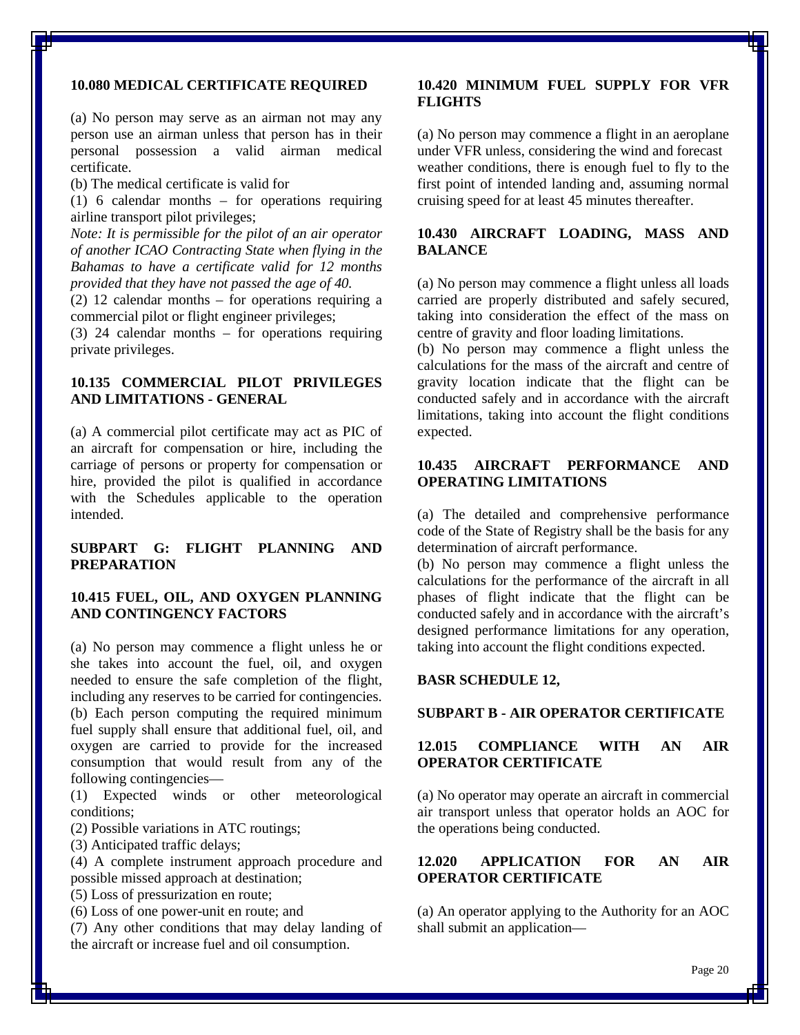### 10.080 MEDICAL CERTIFICATE REQUIRED

(a) No person may serve as an airman not may any person use an airman unless that person has in their personal possession a valid airman medical certificate.

(b) The medical certificate is valid for

(1) 6 calendar months – for operations requiring airline transport pilot privileges;

*Note: It is permissible for the pilot of an air operator of another ICAO Contracting State when flying in the Bahamas to have a certificate valid for 12 months provided that they have not passed the age of 40.*

(2) 12 calendar months – for operations requiring a commercial pilot or flight engineer privileges;

(3) 24 calendar months – for operations requiring private privileges.

### 10.135 COMMERCIAL PILOT PRIVILEGES AND LIMITATIONS - GENERAL

(a) A commercial pilot certificate may act as PIC of an aircraft for compensation or hire, including the carriage of persons or property for compensation or hire, provided the pilot is qualified in accordance with the Schedules applicable to the operation intended.

## SUBPART G: FLIGHT PLANNING AND PREPARATION

### 10.415 FUEL, OIL, AND OXYGEN PLANNING AND CONTINGENCY FACTORS

(a) No person may commence a flight unless he or she takes into account the fuel, oil, and oxygen needed to ensure the safe completion of the flight, including any reserves to be carried for contingencies.

(b) Each person computing the required minimum fuel supply shall ensure that additional fuel, oil, and oxygen are carried to provide for the increased consumption that would result from any of the following contingencies—

(1) Expected winds or other meteorological conditions;

(2) Possible variations in ATC routings;

(3) Anticipated traffic delays;

(4) A complete instrument approach procedure and possible missed approach at destination;

(5) Loss of pressurization en route;

(6) Loss of one power-unit en route; and

(7) Any other conditions that may delay landing of the aircraft or increase fuel and oil consumption.

### 10.420 MINIMUM FUEL SUPPLY FOR VFR FLIGHTS

(a) No person may commence a flight in an aeroplane under VFR unless, considering the wind and forecast weather conditions, there is enough fuel to fly to the first point of intended landing and, assuming normal cruising speed for at least 45 minutes thereafter.

### 10.430 AIRCRAFT LOADING, MASS AND BALANCE

(a) No person may commence a flight unless all loads carried are properly distributed and safely secured, taking into consideration the effect of the mass on centre of gravity and floor loading limitations.

(b) No person may commence a flight unless the calculations for the mass of the aircraft and centre of gravity location indicate that the flight can be conducted safely and in accordance with the aircraft limitations, taking into account the flight conditions expected.

### 10.435 AIRCRAFT PERFORMANCE AND OPERATING LIMITATIONS

(a) The detailed and comprehensive performance code of the State of Registry shall be the basis for any determination of aircraft performance.

(b) No person may commence a flight unless the calculations for the performance of the aircraft in all phases of flight indicate that the flight can be conducted safely and in accordance with the aircraft's designed performance limitations for any operation, taking into account the flight conditions expected.

## BASR SCHEDULE 12,

## SUBPART B - AIR OPERATOR CERTIFICATE

### 12.015 COMPLIANCE WITH AN AIR OPERATOR CERTIFICATE

(a) No operator may operate an aircraft in commercial air transport unless that operator holds an AOC for the operations being conducted.

### 12.020 APPLICATION FOR AN AIR OPERATOR CERTIFICATE

(a) An operator applying to the Authority for an AOC shall submit an application—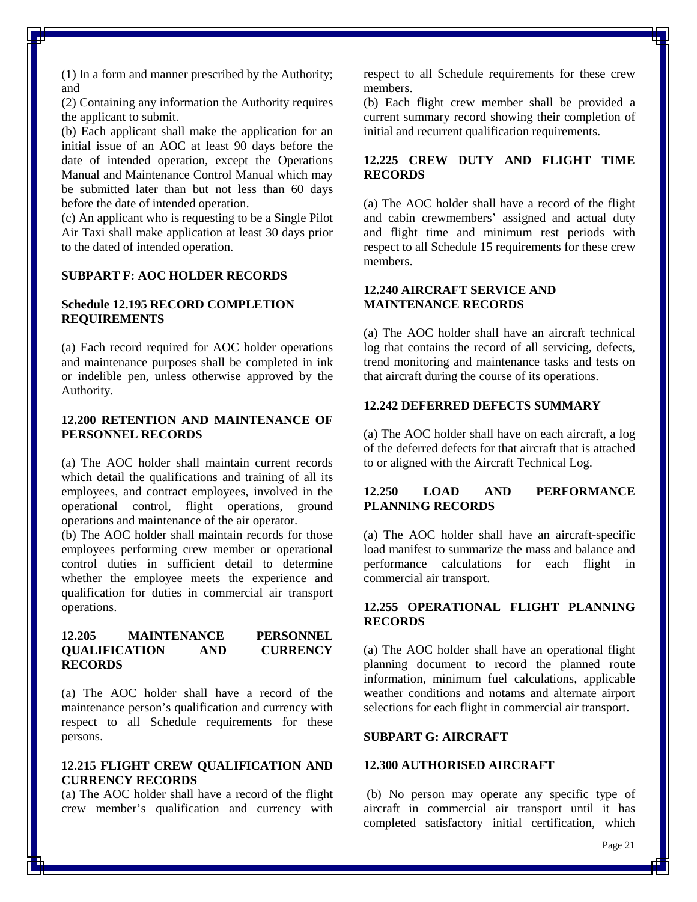(1) In a form and manner prescribed by the Authority; and

(2) Containing any information the Authority requires the applicant to submit.

(b) Each applicant shall make the application for an initial issue of an AOC at least 90 days before the date of intended operation, except the Operations Manual and Maintenance Control Manual which may be submitted later than but not less than 60 days before the date of intended operation.

(c) An applicant who is requesting to be a Single Pilot Air Taxi shall make application at least 30 days prior to the dated of intended operation.

## SUBPART F: AOC HOLDER RECORDS

### Schedule 12.195 RECORD COMPLETION REQUIREMENTS

(a) Each record required for AOC holder operations and maintenance purposes shall be completed in ink or indelible pen, unless otherwise approved by the Authority.

### 12.200 RETENTION AND MAINTENANCE OF PERSONNEL RECORDS

(a) The AOC holder shall maintain current records which detail the qualifications and training of all its employees, and contract employees, involved in the operational control, flight operations, ground operations and maintenance of the air operator.

(b) The AOC holder shall maintain records for those employees performing crew member or operational control duties in sufficient detail to determine whether the employee meets the experience and qualification for duties in commercial air transport operations.

### 12.205 MAINTENANCE PERSONNEL QUALIFICATION AND CURRENCY RECORDS

(a) The AOC holder shall have a record of the maintenance person's qualification and currency with respect to all Schedule requirements for these persons.

### 12.215 FLIGHT CREW QUALIFICATION AND CURRENCY RECORDS

(a) The AOC holder shall have a record of the flight crew member's qualification and currency with respect to all Schedule requirements for these crew members.

(b) Each flight crew member shall be provided a current summary record showing their completion of initial and recurrent qualification requirements.

### 12.225 CREW DUTY AND FLIGHT TIME RECORDS

(a) The AOC holder shall have a record of the flight and cabin crewmembers' assigned and actual duty and flight time and minimum rest periods with respect to all Schedule 15 requirements for these crew members.

### 12.240 AIRCRAFT SERVICE AND MAINTENANCE RECORDS

(a) The AOC holder shall have an aircraft technical log that contains the record of all servicing, defects, trend monitoring and maintenance tasks and tests on that aircraft during the course of its operations.

### 12.242 DEFERRED DEFECTS SUMMARY

(a) The AOC holder shall have on each aircraft, a log of the deferred defects for that aircraft that is attached to or aligned with the Aircraft Technical Log.

### 12.250 LOAD AND PERFORMANCE PLANNING RECORDS

(a) The AOC holder shall have an aircraft-specific load manifest to summarize the mass and balance and performance calculations for each flight in commercial air transport.

### 12.255 OPERATIONAL FLIGHT PLANNING RECORDS

(a) The AOC holder shall have an operational flight planning document to record the planned route information, minimum fuel calculations, applicable weather conditions and notams and alternate airport selections for each flight in commercial air transport.

## SUBPART G: AIRCRAFT

### 12.300 AUTHORISED AIRCRAFT

(b) No person may operate any specific type of aircraft in commercial air transport until it has completed satisfactory initial certification, which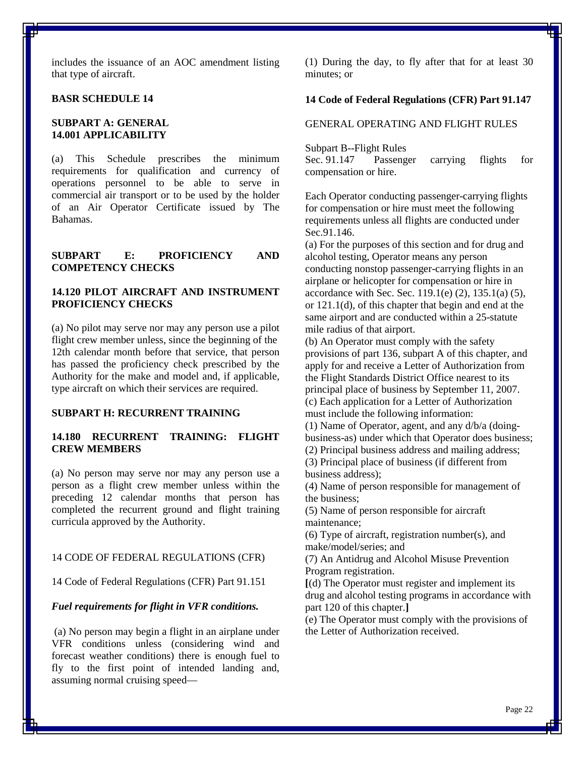includes the issuance of an AOC amendment listing that type of aircraft.

**BASR SCHEDULE 14**

**SUBPART A: GENERAL**
**14.001 APPLICABILITY**

(a) This Schedule prescribes the minimum requirements for qualification and currency of operations personnel to be able to serve in commercial air transport or to be used by the holder of an Air Operator Certificate issued by The Bahamas.

**SUBPART E: PROFICIENCY AND COMPETENCY CHECKS**

**14.120 PILOT AIRCRAFT AND INSTRUMENT PROFICIENCY CHECKS**

(a) No pilot may serve nor may any person use a pilot flight crew member unless, since the beginning of the 12th calendar month before that service, that person has passed the proficiency check prescribed by the Authority for the make and model and, if applicable, type aircraft on which their services are required.

**SUBPART H: RECURRENT TRAINING**

**14.180 RECURRENT TRAINING: FLIGHT CREW MEMBERS**

(a) No person may serve nor may any person use a person as a flight crew member unless within the preceding 12 calendar months that person has completed the recurrent ground and flight training curricula approved by the Authority.

14 CODE OF FEDERAL REGULATIONS (CFR)

14 Code of Federal Regulations (CFR) Part 91.151

***Fuel requirements for flight in VFR conditions.***

(a) No person may begin a flight in an airplane under VFR conditions unless (considering wind and forecast weather conditions) there is enough fuel to fly to the first point of intended landing and, assuming normal cruising speed—

(1) During the day, to fly after that for at least 30 minutes; or

**14 Code of Federal Regulations (CFR) Part 91.147**

GENERAL OPERATING AND FLIGHT RULES

Subpart B--Flight Rules
Sec. 91.147 Passenger carrying flights for compensation or hire.

Each Operator conducting passenger-carrying flights for compensation or hire must meet the following requirements unless all flights are conducted under Sec.91.146.

(a) For the purposes of this section and for drug and alcohol testing, Operator means any person conducting nonstop passenger-carrying flights in an airplane or helicopter for compensation or hire in accordance with Sec. Sec. 119.1(e) (2), 135.1(a) (5), or 121.1(d), of this chapter that begin and end at the same airport and are conducted within a 25-statute mile radius of that airport.

(b) An Operator must comply with the safety provisions of part 136, subpart A of this chapter, and apply for and receive a Letter of Authorization from the Flight Standards District Office nearest to its principal place of business by September 11, 2007.

(c) Each application for a Letter of Authorization must include the following information:

(1) Name of Operator, agent, and any d/b/a (doing-business-as) under which that Operator does business;

(2) Principal business address and mailing address;

(3) Principal place of business (if different from business address);

(4) Name of person responsible for management of the business;

(5) Name of person responsible for aircraft maintenance;

(6) Type of aircraft, registration number(s), and make/model/series; and

(7) An Antidrug and Alcohol Misuse Prevention Program registration.

**[**(d) The Operator must register and implement its drug and alcohol testing programs in accordance with part 120 of this chapter.**]**

(e) The Operator must comply with the provisions of the Letter of Authorization received.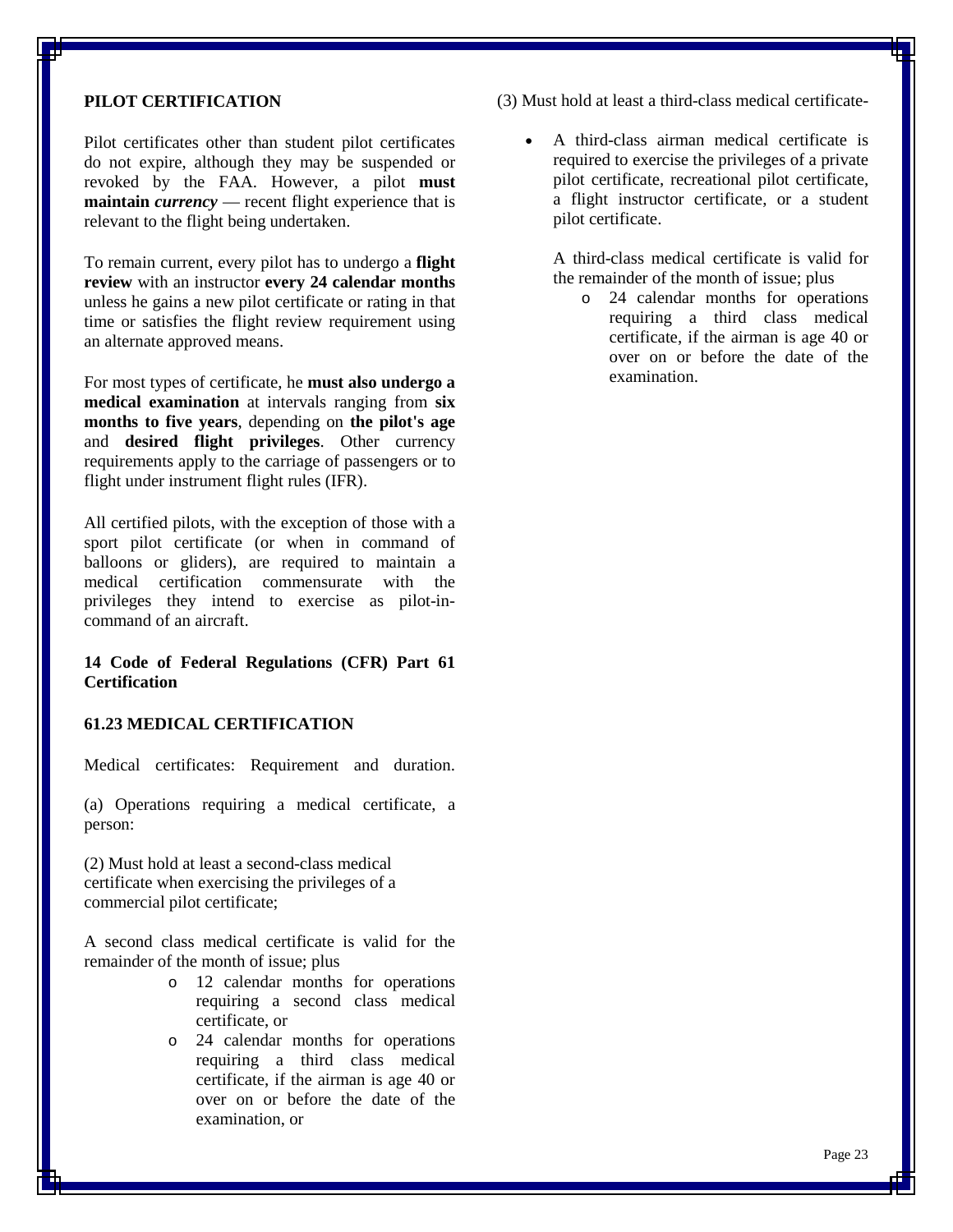## PILOT CERTIFICATION

Pilot certificates other than student pilot certificates do not expire, although they may be suspended or revoked by the FAA. However, a pilot **must maintain *currency*** — recent flight experience that is relevant to the flight being undertaken.

To remain current, every pilot has to undergo a **flight review** with an instructor **every 24 calendar months** unless he gains a new pilot certificate or rating in that time or satisfies the flight review requirement using an alternate approved means.

For most types of certificate, he **must also undergo a medical examination** at intervals ranging from **six months to five years**, depending on **the pilot's age** and **desired flight privileges**. Other currency requirements apply to the carriage of passengers or to flight under instrument flight rules (IFR).

All certified pilots, with the exception of those with a sport pilot certificate (or when in command of balloons or gliders), are required to maintain a medical certification commensurate with the privileges they intend to exercise as pilot-in-command of an aircraft.

### 14 Code of Federal Regulations (CFR) Part 61 Certification

### 61.23 MEDICAL CERTIFICATION

Medical certificates: Requirement and duration.

(a) Operations requiring a medical certificate, a person:

(2) Must hold at least a second-class medical certificate when exercising the privileges of a commercial pilot certificate;

A second class medical certificate is valid for the remainder of the month of issue; plus

- 12 calendar months for operations requiring a second class medical certificate, or
- 24 calendar months for operations requiring a third class medical certificate, if the airman is age 40 or over on or before the date of the examination, or

(3) Must hold at least a third-class medical certificate-

- A third-class airman medical certificate is required to exercise the privileges of a private pilot certificate, recreational pilot certificate, a flight instructor certificate, or a student pilot certificate.

  A third-class medical certificate is valid for the remainder of the month of issue; plus

  - 24 calendar months for operations requiring a third class medical certificate, if the airman is age 40 or over on or before the date of the examination.